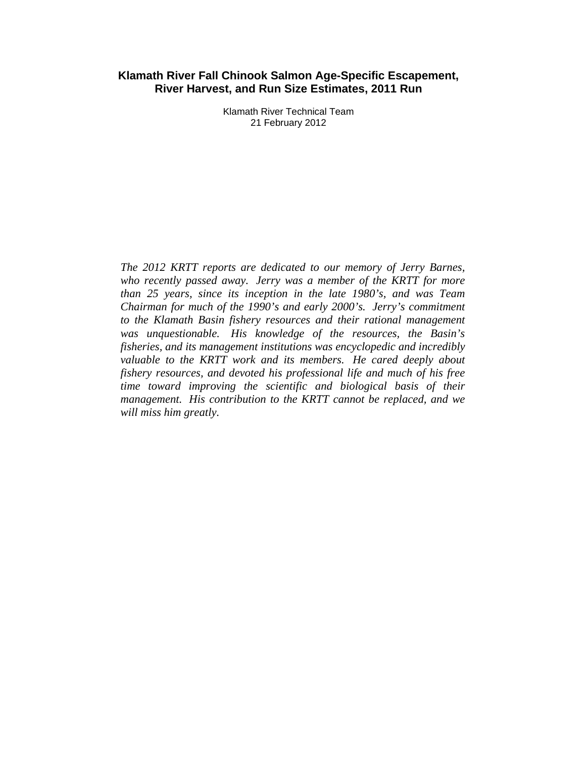# Klamath River Fall Chinook Salmon Age-Specific Escapement, River Harvest, and Run Size Estimates, 2011 Run

Klamath River Technical Team
21 February 2012

*The 2012 KRTT reports are dedicated to our memory of Jerry Barnes, who recently passed away. Jerry was a member of the KRTT for more than 25 years, since its inception in the late 1980's, and was Team Chairman for much of the 1990's and early 2000's. Jerry's commitment to the Klamath Basin fishery resources and their rational management was unquestionable. His knowledge of the resources, the Basin's fisheries, and its management institutions was encyclopedic and incredibly valuable to the KRTT work and its members. He cared deeply about fishery resources, and devoted his professional life and much of his free time toward improving the scientific and biological basis of their management. His contribution to the KRTT cannot be replaced, and we will miss him greatly.*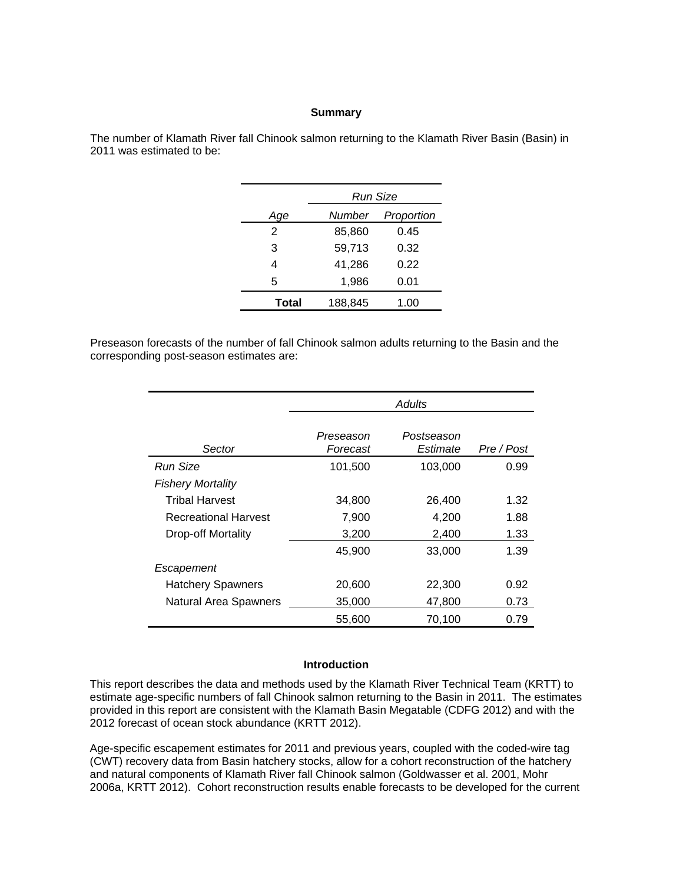## Summary

The number of Klamath River fall Chinook salmon returning to the Klamath River Basin (Basin) in 2011 was estimated to be:

| | *Run Size* | |
|---|---|---|
| *Age* | *Number* | *Proportion* |
| 2 | 85,860 | 0.45 |
| 3 | 59,713 | 0.32 |
| 4 | 41,286 | 0.22 |
| 5 | 1,986 | 0.01 |
| **Total** | 188,845 | 1.00 |

Preseason forecasts of the number of fall Chinook salmon adults returning to the Basin and the corresponding post-season estimates are:

| | *Adults* | | |
|---|---|---|---|
| *Sector* | *Preseason Forecast* | *Postseason Estimate* | *Pre / Post* |
| *Run Size* | 101,500 | 103,000 | 0.99 |
| *Fishery Mortality* | | | |
| Tribal Harvest | 34,800 | 26,400 | 1.32 |
| Recreational Harvest | 7,900 | 4,200 | 1.88 |
| Drop-off Mortality | 3,200 | 2,400 | 1.33 |
| | 45,900 | 33,000 | 1.39 |
| *Escapement* | | | |
| Hatchery Spawners | 20,600 | 22,300 | 0.92 |
| Natural Area Spawners | 35,000 | 47,800 | 0.73 |
| | 55,600 | 70,100 | 0.79 |

## Introduction

This report describes the data and methods used by the Klamath River Technical Team (KRTT) to estimate age-specific numbers of fall Chinook salmon returning to the Basin in 2011. The estimates provided in this report are consistent with the Klamath Basin Megatable (CDFG 2012) and with the 2012 forecast of ocean stock abundance (KRTT 2012).

Age-specific escapement estimates for 2011 and previous years, coupled with the coded-wire tag (CWT) recovery data from Basin hatchery stocks, allow for a cohort reconstruction of the hatchery and natural components of Klamath River fall Chinook salmon (Goldwasser et al. 2001, Mohr 2006a, KRTT 2012). Cohort reconstruction results enable forecasts to be developed for the current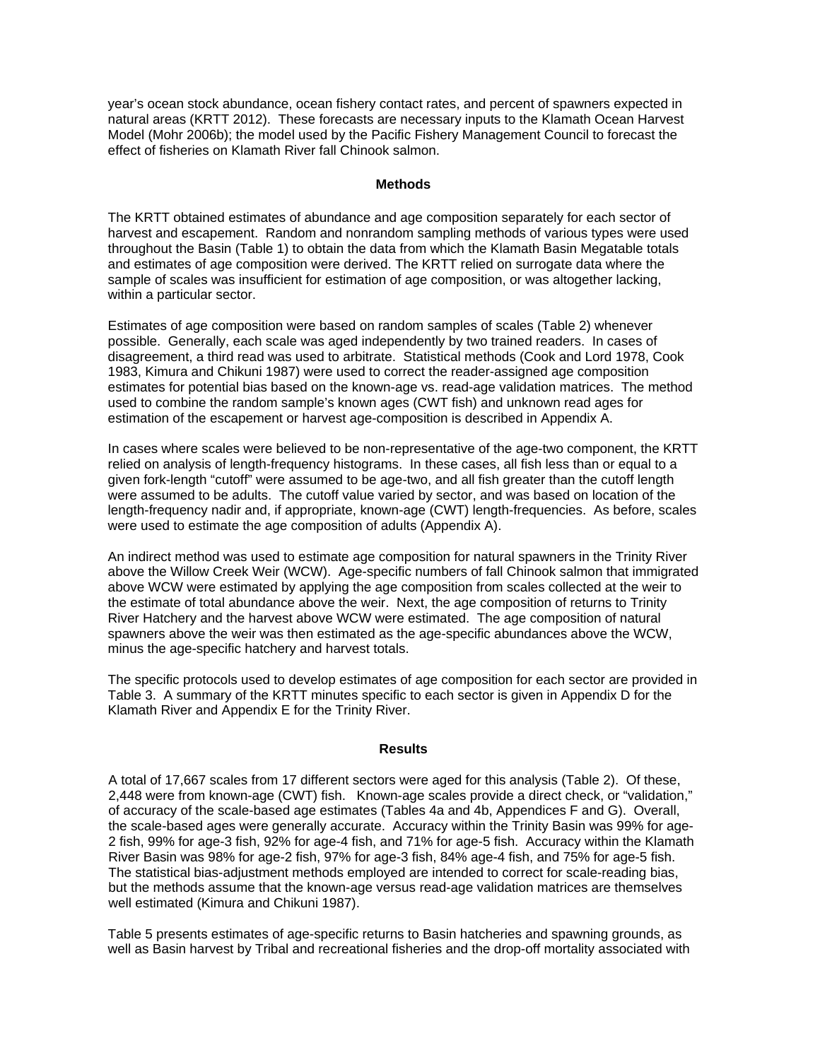year's ocean stock abundance, ocean fishery contact rates, and percent of spawners expected in natural areas (KRTT 2012). These forecasts are necessary inputs to the Klamath Ocean Harvest Model (Mohr 2006b); the model used by the Pacific Fishery Management Council to forecast the effect of fisheries on Klamath River fall Chinook salmon.

## Methods

The KRTT obtained estimates of abundance and age composition separately for each sector of harvest and escapement. Random and nonrandom sampling methods of various types were used throughout the Basin (Table 1) to obtain the data from which the Klamath Basin Megatable totals and estimates of age composition were derived. The KRTT relied on surrogate data where the sample of scales was insufficient for estimation of age composition, or was altogether lacking, within a particular sector.

Estimates of age composition were based on random samples of scales (Table 2) whenever possible. Generally, each scale was aged independently by two trained readers. In cases of disagreement, a third read was used to arbitrate. Statistical methods (Cook and Lord 1978, Cook 1983, Kimura and Chikuni 1987) were used to correct the reader-assigned age composition estimates for potential bias based on the known-age vs. read-age validation matrices. The method used to combine the random sample's known ages (CWT fish) and unknown read ages for estimation of the escapement or harvest age-composition is described in Appendix A.

In cases where scales were believed to be non-representative of the age-two component, the KRTT relied on analysis of length-frequency histograms. In these cases, all fish less than or equal to a given fork-length "cutoff" were assumed to be age-two, and all fish greater than the cutoff length were assumed to be adults. The cutoff value varied by sector, and was based on location of the length-frequency nadir and, if appropriate, known-age (CWT) length-frequencies. As before, scales were used to estimate the age composition of adults (Appendix A).

An indirect method was used to estimate age composition for natural spawners in the Trinity River above the Willow Creek Weir (WCW). Age-specific numbers of fall Chinook salmon that immigrated above WCW were estimated by applying the age composition from scales collected at the weir to the estimate of total abundance above the weir. Next, the age composition of returns to Trinity River Hatchery and the harvest above WCW were estimated. The age composition of natural spawners above the weir was then estimated as the age-specific abundances above the WCW, minus the age-specific hatchery and harvest totals.

The specific protocols used to develop estimates of age composition for each sector are provided in Table 3. A summary of the KRTT minutes specific to each sector is given in Appendix D for the Klamath River and Appendix E for the Trinity River.

## Results

A total of 17,667 scales from 17 different sectors were aged for this analysis (Table 2). Of these, 2,448 were from known-age (CWT) fish. Known-age scales provide a direct check, or "validation," of accuracy of the scale-based age estimates (Tables 4a and 4b, Appendices F and G). Overall, the scale-based ages were generally accurate. Accuracy within the Trinity Basin was 99% for age-2 fish, 99% for age-3 fish, 92% for age-4 fish, and 71% for age-5 fish. Accuracy within the Klamath River Basin was 98% for age-2 fish, 97% for age-3 fish, 84% age-4 fish, and 75% for age-5 fish. The statistical bias-adjustment methods employed are intended to correct for scale-reading bias, but the methods assume that the known-age versus read-age validation matrices are themselves well estimated (Kimura and Chikuni 1987).

Table 5 presents estimates of age-specific returns to Basin hatcheries and spawning grounds, as well as Basin harvest by Tribal and recreational fisheries and the drop-off mortality associated with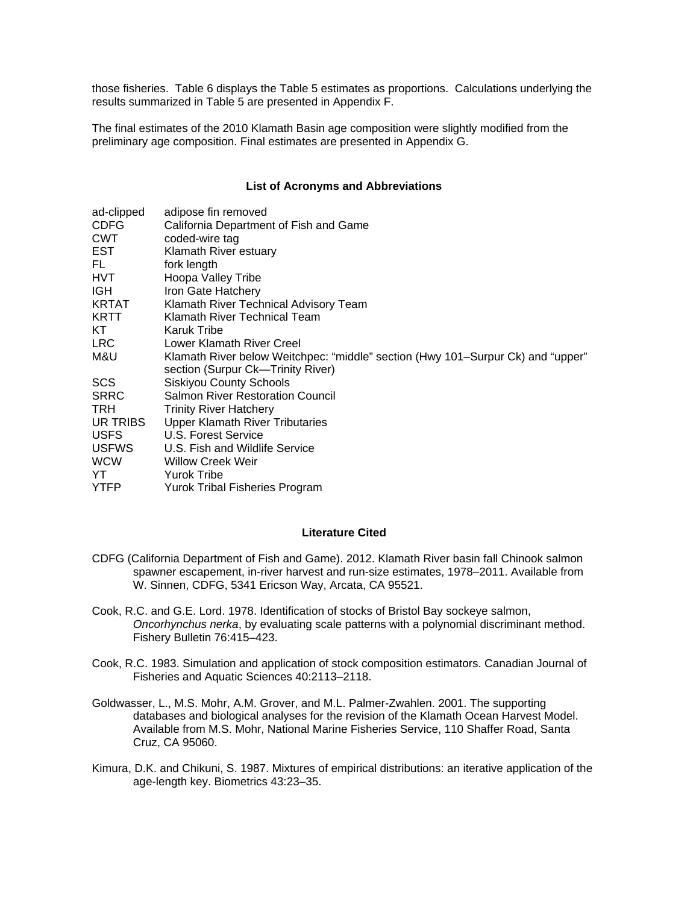those fisheries. Table 6 displays the Table 5 estimates as proportions. Calculations underlying the results summarized in Table 5 are presented in Appendix F.

The final estimates of the 2010 Klamath Basin age composition were slightly modified from the preliminary age composition. Final estimates are presented in Appendix G.

## List of Acronyms and Abbreviations

| | |
|---|---|
| ad-clipped | adipose fin removed |
| CDFG | California Department of Fish and Game |
| CWT | coded-wire tag |
| EST | Klamath River estuary |
| FL | fork length |
| HVT | Hoopa Valley Tribe |
| IGH | Iron Gate Hatchery |
| KRTAT | Klamath River Technical Advisory Team |
| KRTT | Klamath River Technical Team |
| KT | Karuk Tribe |
| LRC | Lower Klamath River Creel |
| M&U | Klamath River below Weitchpec: "middle" section (Hwy 101–Surpur Ck) and "upper" section (Surpur Ck—Trinity River) |
| SCS | Siskiyou County Schools |
| SRRC | Salmon River Restoration Council |
| TRH | Trinity River Hatchery |
| UR TRIBS | Upper Klamath River Tributaries |
| USFS | U.S. Forest Service |
| USFWS | U.S. Fish and Wildlife Service |
| WCW | Willow Creek Weir |
| YT | Yurok Tribe |
| YTFP | Yurok Tribal Fisheries Program |

## Literature Cited

CDFG (California Department of Fish and Game). 2012. Klamath River basin fall Chinook salmon spawner escapement, in-river harvest and run-size estimates, 1978–2011. Available from W. Sinnen, CDFG, 5341 Ericson Way, Arcata, CA 95521.

Cook, R.C. and G.E. Lord. 1978. Identification of stocks of Bristol Bay sockeye salmon, *Oncorhynchus nerka*, by evaluating scale patterns with a polynomial discriminant method. Fishery Bulletin 76:415–423.

Cook, R.C. 1983. Simulation and application of stock composition estimators. Canadian Journal of Fisheries and Aquatic Sciences 40:2113–2118.

Goldwasser, L., M.S. Mohr, A.M. Grover, and M.L. Palmer-Zwahlen. 2001. The supporting databases and biological analyses for the revision of the Klamath Ocean Harvest Model. Available from M.S. Mohr, National Marine Fisheries Service, 110 Shaffer Road, Santa Cruz, CA 95060.

Kimura, D.K. and Chikuni, S. 1987. Mixtures of empirical distributions: an iterative application of the age-length key. Biometrics 43:23–35.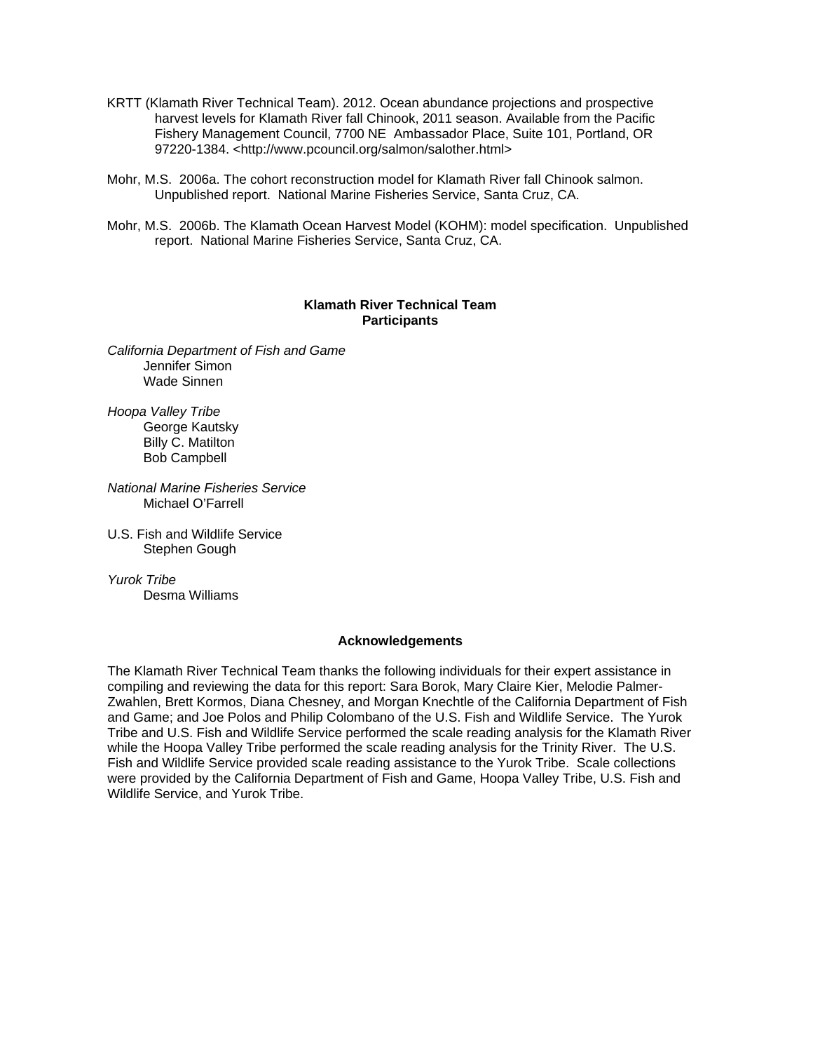KRTT (Klamath River Technical Team). 2012. Ocean abundance projections and prospective harvest levels for Klamath River fall Chinook, 2011 season. Available from the Pacific Fishery Management Council, 7700 NE Ambassador Place, Suite 101, Portland, OR 97220-1384. <http://www.pcouncil.org/salmon/salother.html>

Mohr, M.S. 2006a. The cohort reconstruction model for Klamath River fall Chinook salmon. Unpublished report. National Marine Fisheries Service, Santa Cruz, CA.

Mohr, M.S. 2006b. The Klamath Ocean Harvest Model (KOHM): model specification. Unpublished report. National Marine Fisheries Service, Santa Cruz, CA.

**Klamath River Technical Team**
**Participants**

*California Department of Fish and Game*
Jennifer Simon
Wade Sinnen

*Hoopa Valley Tribe*
George Kautsky
Billy C. Matilton
Bob Campbell

*National Marine Fisheries Service*
Michael O'Farrell

U.S. Fish and Wildlife Service
Stephen Gough

*Yurok Tribe*
Desma Williams

**Acknowledgements**

The Klamath River Technical Team thanks the following individuals for their expert assistance in compiling and reviewing the data for this report: Sara Borok, Mary Claire Kier, Melodie Palmer-Zwahlen, Brett Kormos, Diana Chesney, and Morgan Knechtle of the California Department of Fish and Game; and Joe Polos and Philip Colombano of the U.S. Fish and Wildlife Service. The Yurok Tribe and U.S. Fish and Wildlife Service performed the scale reading analysis for the Klamath River while the Hoopa Valley Tribe performed the scale reading analysis for the Trinity River. The U.S. Fish and Wildlife Service provided scale reading assistance to the Yurok Tribe. Scale collections were provided by the California Department of Fish and Game, Hoopa Valley Tribe, U.S. Fish and Wildlife Service, and Yurok Tribe.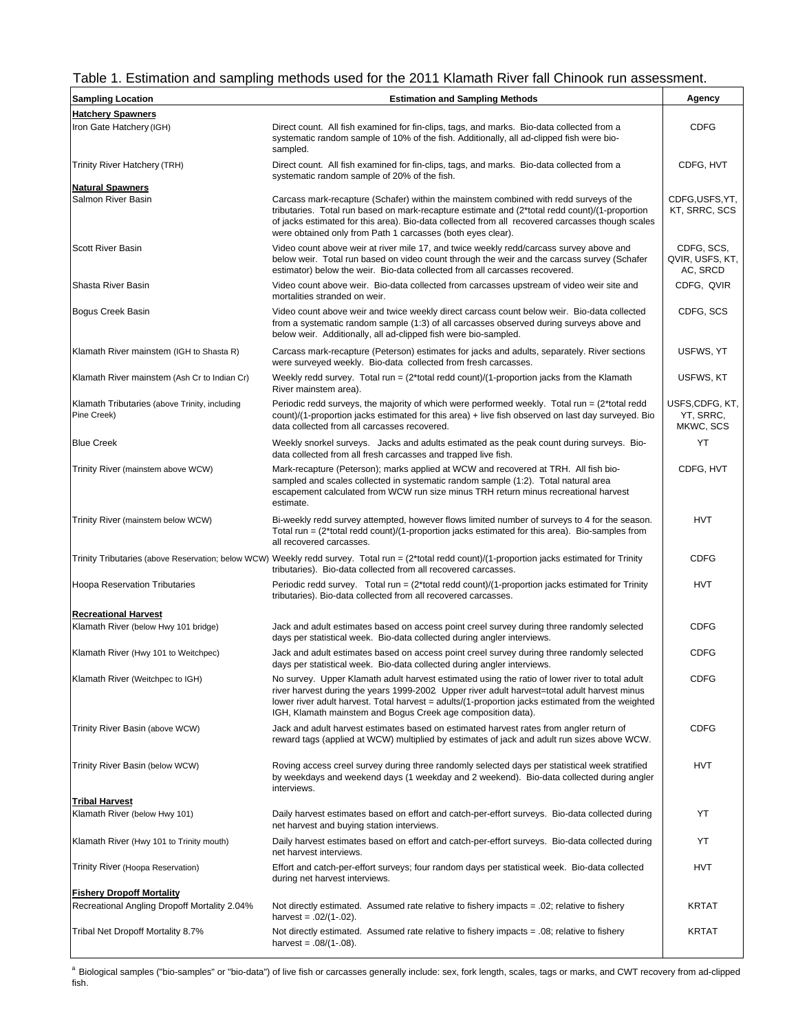Table 1. Estimation and sampling methods used for the 2011 Klamath River fall Chinook run assessment.

| Sampling Location | Estimation and Sampling Methods | Agency |
|---|---|---|
| **Hatchery Spawners** | | |
| Iron Gate Hatchery (IGH) | Direct count. All fish examined for fin-clips, tags, and marks. Bio-data collected from a systematic random sample of 10% of the fish. Additionally, all ad-clipped fish were bio-sampled. | CDFG |
| Trinity River Hatchery (TRH) | Direct count. All fish examined for fin-clips, tags, and marks. Bio-data collected from a systematic random sample of 20% of the fish. | CDFG, HVT |
| **Natural Spawners** | | |
| Salmon River Basin | Carcass mark-recapture (Schafer) within the mainstem combined with redd surveys of the tributaries. Total run based on mark-recapture estimate and (2*total redd count)/(1-proportion of jacks estimated for this area). Bio-data collected from all recovered carcasses though scales were obtained only from Path 1 carcasses (both eyes clear). | CDFG,USFS,YT, KT, SRRC, SCS |
| Scott River Basin | Video count above weir at river mile 17, and twice weekly redd/carcass survey above and below weir. Total run based on video count through the weir and the carcass survey (Schafer estimator) below the weir. Bio-data collected from all carcasses recovered. | CDFG, SCS, QVIR, USFS, KT, AC, SRCD |
| Shasta River Basin | Video count above weir. Bio-data collected from carcasses upstream of video weir site and mortalities stranded on weir. | CDFG, QVIR |
| Bogus Creek Basin | Video count above weir and twice weekly direct carcass count below weir. Bio-data collected from a systematic random sample (1:3) of all carcasses observed during surveys above and below weir. Additionally, all ad-clipped fish were bio-sampled. | CDFG, SCS |
| Klamath River mainstem (IGH to Shasta R) | Carcass mark-recapture (Peterson) estimates for jacks and adults, separately. River sections were surveyed weekly. Bio-data collected from fresh carcasses. | USFWS, YT |
| Klamath River mainstem (Ash Cr to Indian Cr) | Weekly redd survey. Total run = (2*total redd count)/(1-proportion jacks from the Klamath River mainstem area). | USFWS, KT |
| Klamath Tributaries (above Trinity, including Pine Creek) | Periodic redd surveys, the majority of which were performed weekly. Total run = (2*total redd count)/(1-proportion jacks estimated for this area) + live fish observed on last day surveyed. Bio data collected from all carcasses recovered. | USFS,CDFG, KT, YT, SRRC, MKWC, SCS |
| Blue Creek | Weekly snorkel surveys. Jacks and adults estimated as the peak count during surveys. Bio-data collected from all fresh carcasses and trapped live fish. | YT |
| Trinity River (mainstem above WCW) | Mark-recapture (Peterson); marks applied at WCW and recovered at TRH. All fish bio-sampled and scales collected in systematic random sample (1:2). Total natural area escapement calculated from WCW run size minus TRH return minus recreational harvest estimate. | CDFG, HVT |
| Trinity River (mainstem below WCW) | Bi-weekly redd survey attempted, however flows limited number of surveys to 4 for the season. Total run = (2*total redd count)/(1-proportion jacks estimated for this area). Bio-samples from all recovered carcasses. | HVT |
| Trinity Tributaries (above Reservation; below WCW) | Weekly redd survey. Total run = (2*total redd count)/(1-proportion jacks estimated for Trinity tributaries). Bio-data collected from all recovered carcasses. | CDFG |
| Hoopa Reservation Tributaries | Periodic redd survey. Total run = (2*total redd count)/(1-proportion jacks estimated for Trinity tributaries). Bio-data collected from all recovered carcasses. | HVT |
| **Recreational Harvest** | | |
| Klamath River (below Hwy 101 bridge) | Jack and adult estimates based on access point creel survey during three randomly selected days per statistical week. Bio-data collected during angler interviews. | CDFG |
| Klamath River (Hwy 101 to Weitchpec) | Jack and adult estimates based on access point creel survey during three randomly selected days per statistical week. Bio-data collected during angler interviews. | CDFG |
| Klamath River (Weitchpec to IGH) | No survey. Upper Klamath adult harvest estimated using the ratio of lower river to total adult river harvest during the years 1999-2002 Upper river adult harvest=total adult harvest minus lower river adult harvest. Total harvest = adults/(1-proportion jacks estimated from the weighted IGH, Klamath mainstem and Bogus Creek age composition data). | CDFG |
| Trinity River Basin (above WCW) | Jack and adult harvest estimates based on estimated harvest rates from angler return of reward tags (applied at WCW) multiplied by estimates of jack and adult run sizes above WCW. | CDFG |
| Trinity River Basin (below WCW) | Roving access creel survey during three randomly selected days per statistical week stratified by weekdays and weekend days (1 weekday and 2 weekend). Bio-data collected during angler interviews. | HVT |
| **Tribal Harvest** | | |
| Klamath River (below Hwy 101) | Daily harvest estimates based on effort and catch-per-effort surveys. Bio-data collected during net harvest and buying station interviews. | YT |
| Klamath River (Hwy 101 to Trinity mouth) | Daily harvest estimates based on effort and catch-per-effort surveys. Bio-data collected during net harvest interviews. | YT |
| Trinity River (Hoopa Reservation) | Effort and catch-per-effort surveys; four random days per statistical week. Bio-data collected during net harvest interviews. | HVT |
| **Fishery Dropoff Mortality** | | |
| Recreational Angling Dropoff Mortality 2.04% | Not directly estimated. Assumed rate relative to fishery impacts = .02; relative to fishery harvest = .02/(1-.02). | KRTAT |
| Tribal Net Dropoff Mortality 8.7% | Not directly estimated. Assumed rate relative to fishery impacts = .08; relative to fishery harvest = .08/(1-.08). | KRTAT |

[a] Biological samples ("bio-samples" or "bio-data") of live fish or carcasses generally include: sex, fork length, scales, tags or marks, and CWT recovery from ad-clipped fish.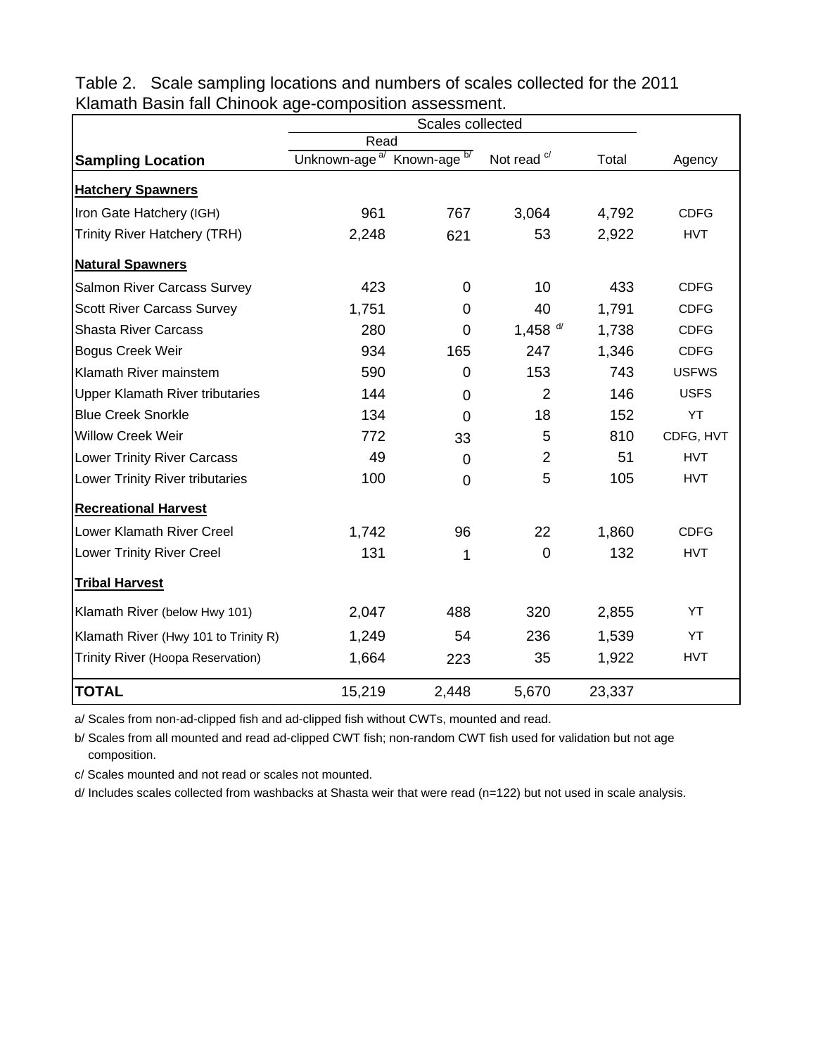Table 2. Scale sampling locations and numbers of scales collected for the 2011 Klamath Basin fall Chinook age-composition assessment.

| Sampling Location | Scales collected | | | | Agency |
|---|---|---|---|---|---|
| | Read | | | | |
| | Unknown-age [a/] | Known-age [b/] | Not read [c/] | Total | |
| **Hatchery Spawners** | | | | | |
| Iron Gate Hatchery (IGH) | 961 | 767 | 3,064 | 4,792 | CDFG |
| Trinity River Hatchery (TRH) | 2,248 | 621 | 53 | 2,922 | HVT |
| **Natural Spawners** | | | | | |
| Salmon River Carcass Survey | 423 | 0 | 10 | 433 | CDFG |
| Scott River Carcass Survey | 1,751 | 0 | 40 | 1,791 | CDFG |
| Shasta River Carcass | 280 | 0 | 1,458 [d/] | 1,738 | CDFG |
| Bogus Creek Weir | 934 | 165 | 247 | 1,346 | CDFG |
| Klamath River mainstem | 590 | 0 | 153 | 743 | USFWS |
| Upper Klamath River tributaries | 144 | 0 | 2 | 146 | USFS |
| Blue Creek Snorkle | 134 | 0 | 18 | 152 | YT |
| Willow Creek Weir | 772 | 33 | 5 | 810 | CDFG, HVT |
| Lower Trinity River Carcass | 49 | 0 | 2 | 51 | HVT |
| Lower Trinity River tributaries | 100 | 0 | 5 | 105 | HVT |
| **Recreational Harvest** | | | | | |
| Lower Klamath River Creel | 1,742 | 96 | 22 | 1,860 | CDFG |
| Lower Trinity River Creel | 131 | 1 | 0 | 132 | HVT |
| **Tribal Harvest** | | | | | |
| Klamath River (below Hwy 101) | 2,047 | 488 | 320 | 2,855 | YT |
| Klamath River (Hwy 101 to Trinity R) | 1,249 | 54 | 236 | 1,539 | YT |
| Trinity River (Hoopa Reservation) | 1,664 | 223 | 35 | 1,922 | HVT |
| **TOTAL** | 15,219 | 2,448 | 5,670 | 23,337 | |

a/ Scales from non-ad-clipped fish and ad-clipped fish without CWTs, mounted and read.

b/ Scales from all mounted and read ad-clipped CWT fish; non-random CWT fish used for validation but not age composition.

c/ Scales mounted and not read or scales not mounted.

d/ Includes scales collected from washbacks at Shasta weir that were read (n=122) but not used in scale analysis.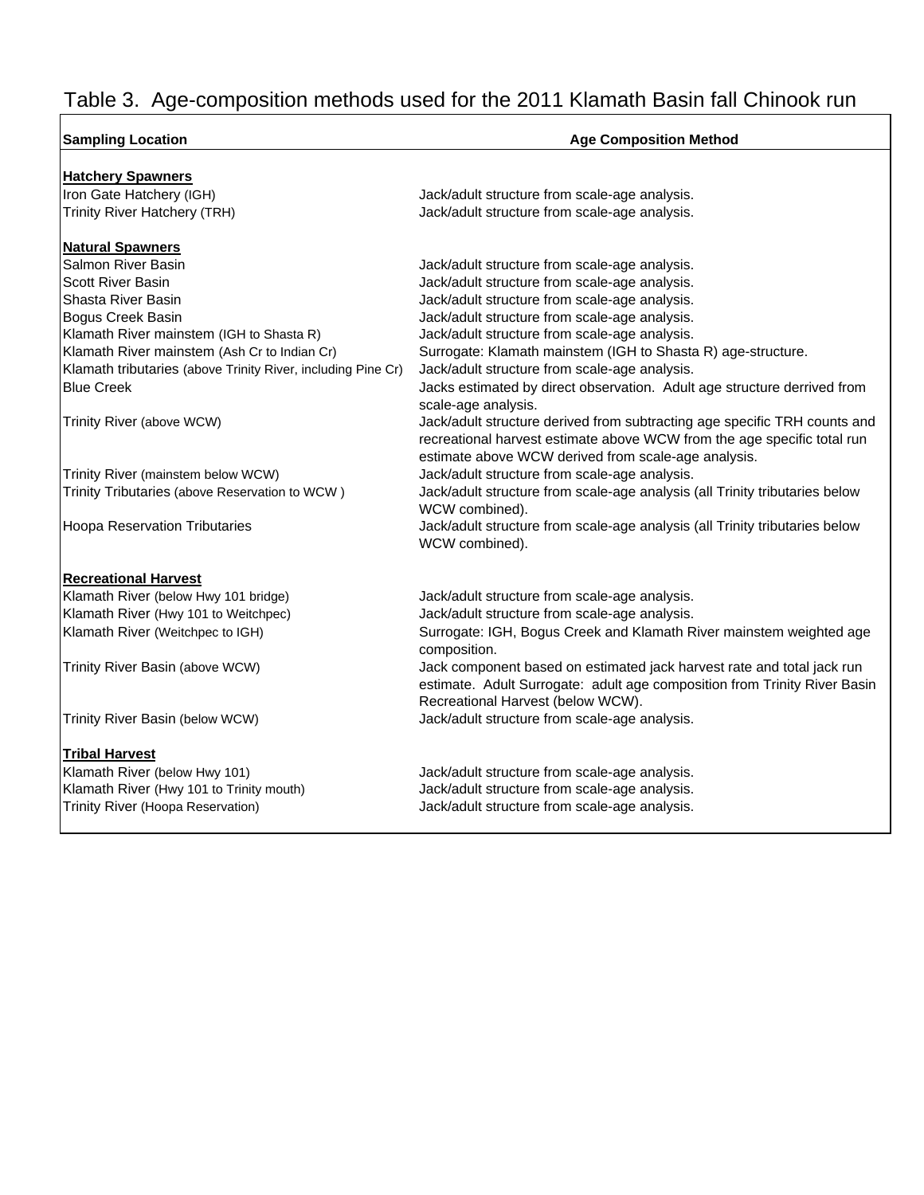# Table 3. Age-composition methods used for the 2011 Klamath Basin fall Chinook run

| Sampling Location | Age Composition Method |
|---|---|
| **Hatchery Spawners** | |
| Iron Gate Hatchery (IGH) | Jack/adult structure from scale-age analysis. |
| Trinity River Hatchery (TRH) | Jack/adult structure from scale-age analysis. |
| **Natural Spawners** | |
| Salmon River Basin | Jack/adult structure from scale-age analysis. |
| Scott River Basin | Jack/adult structure from scale-age analysis. |
| Shasta River Basin | Jack/adult structure from scale-age analysis. |
| Bogus Creek Basin | Jack/adult structure from scale-age analysis. |
| Klamath River mainstem (IGH to Shasta R) | Jack/adult structure from scale-age analysis. |
| Klamath River mainstem (Ash Cr to Indian Cr) | Surrogate: Klamath mainstem (IGH to Shasta R) age-structure. |
| Klamath tributaries (above Trinity River, including Pine Cr) | Jack/adult structure from scale-age analysis. |
| Blue Creek | Jacks estimated by direct observation. Adult age structure derived from scale-age analysis. |
| Trinity River (above WCW) | Jack/adult structure derived from subtracting age specific TRH counts and recreational harvest estimate above WCW from the age specific total run estimate above WCW derived from scale-age analysis. |
| Trinity River (mainstem below WCW) | Jack/adult structure from scale-age analysis. |
| Trinity Tributaries (above Reservation to WCW ) | Jack/adult structure from scale-age analysis (all Trinity tributaries below WCW combined). |
| Hoopa Reservation Tributaries | Jack/adult structure from scale-age analysis (all Trinity tributaries below WCW combined). |
| **Recreational Harvest** | |
| Klamath River (below Hwy 101 bridge) | Jack/adult structure from scale-age analysis. |
| Klamath River (Hwy 101 to Weitchpec) | Jack/adult structure from scale-age analysis. |
| Klamath River (Weitchpec to IGH) | Surrogate: IGH, Bogus Creek and Klamath River mainstem weighted age composition. |
| Trinity River Basin (above WCW) | Jack component based on estimated jack harvest rate and total jack run estimate. Adult Surrogate: adult age composition from Trinity River Basin Recreational Harvest (below WCW). |
| Trinity River Basin (below WCW) | Jack/adult structure from scale-age analysis. |
| **Tribal Harvest** | |
| Klamath River (below Hwy 101) | Jack/adult structure from scale-age analysis. |
| Klamath River (Hwy 101 to Trinity mouth) | Jack/adult structure from scale-age analysis. |
| Trinity River (Hoopa Reservation) | Jack/adult structure from scale-age analysis. |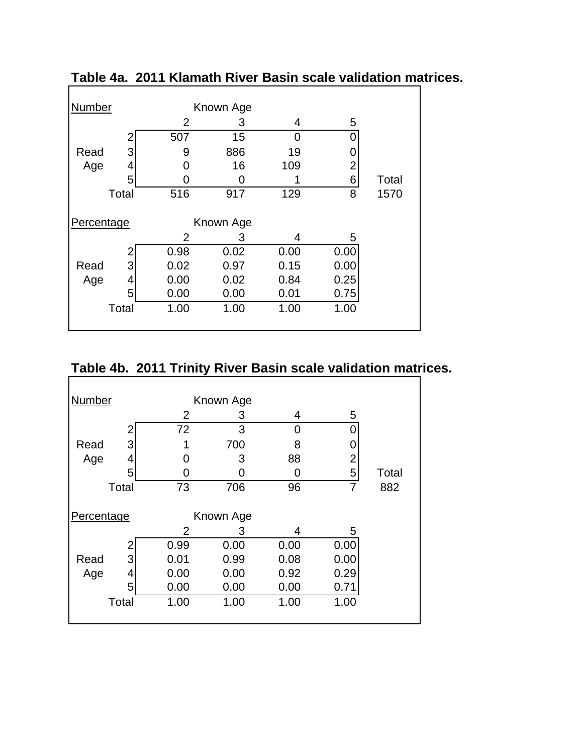**Table 4a. 2011 Klamath River Basin scale validation matrices.**

| Number | | Known Age | | | | |
|---|---|---|---|---|---|---|
| | | 2 | 3 | 4 | 5 | |
| | 2 | 507 | 15 | 0 | 0 | |
| Read | 3 | 9 | 886 | 19 | 0 | |
| Age | 4 | 0 | 16 | 109 | 2 | |
| | 5 | 0 | 0 | 1 | 6 | Total |
| | Total | 516 | 917 | 129 | 8 | 1570 |

| Percentage | | Known Age | | | |
|---|---|---|---|---|---|
| | | 2 | 3 | 4 | 5 |
| | 2 | 0.98 | 0.02 | 0.00 | 0.00 |
| Read | 3 | 0.02 | 0.97 | 0.15 | 0.00 |
| Age | 4 | 0.00 | 0.02 | 0.84 | 0.25 |
| | 5 | 0.00 | 0.00 | 0.01 | 0.75 |
| | Total | 1.00 | 1.00 | 1.00 | 1.00 |

**Table 4b. 2011 Trinity River Basin scale validation matrices.**

| Number | | Known Age | | | | |
|---|---|---|---|---|---|---|
| | | 2 | 3 | 4 | 5 | |
| | 2 | 72 | 3 | 0 | 0 | |
| Read | 3 | 1 | 700 | 8 | 0 | |
| Age | 4 | 0 | 3 | 88 | 2 | |
| | 5 | 0 | 0 | 0 | 5 | Total |
| | Total | 73 | 706 | 96 | 7 | 882 |

| Percentage | | Known Age | | | |
|---|---|---|---|---|---|
| | | 2 | 3 | 4 | 5 |
| | 2 | 0.99 | 0.00 | 0.00 | 0.00 |
| Read | 3 | 0.01 | 0.99 | 0.08 | 0.00 |
| Age | 4 | 0.00 | 0.00 | 0.92 | 0.29 |
| | 5 | 0.00 | 0.00 | 0.00 | 0.71 |
| | Total | 1.00 | 1.00 | 1.00 | 1.00 |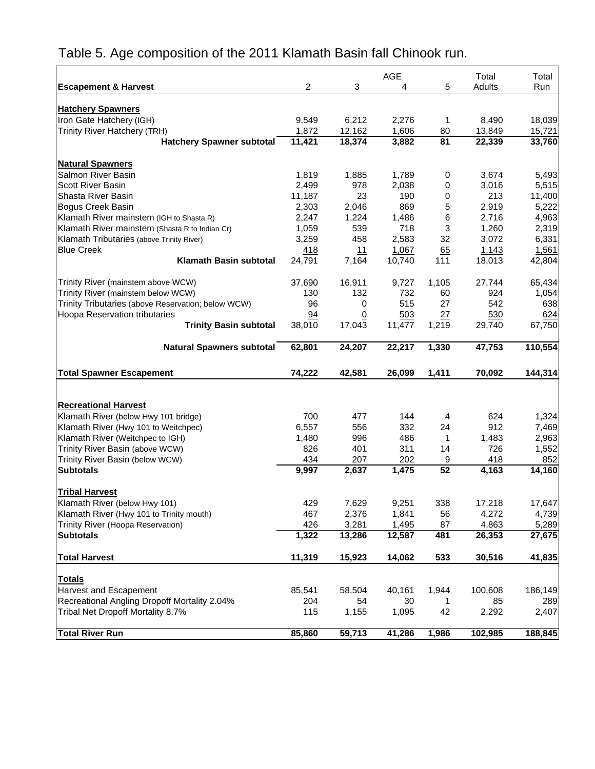# Table 5. Age composition of the 2011 Klamath Basin fall Chinook run.

| Escapement & Harvest | AGE 2 | 3 | 4 | 5 | Total Adults | Total Run |
|---|---|---|---|---|---|---|
| **Hatchery Spawners** | | | | | | |
| Iron Gate Hatchery (IGH) | 9,549 | 6,212 | 2,276 | 1 | 8,490 | 18,039 |
| Trinity River Hatchery (TRH) | 1,872 | 12,162 | 1,606 | 80 | 13,849 | 15,721 |
| **Hatchery Spawner subtotal** | **11,421** | **18,374** | **3,882** | **81** | **22,339** | **33,760** |
| **Natural Spawners** | | | | | | |
| Salmon River Basin | 1,819 | 1,885 | 1,789 | 0 | 3,674 | 5,493 |
| Scott River Basin | 2,499 | 978 | 2,038 | 0 | 3,016 | 5,515 |
| Shasta River Basin | 11,187 | 23 | 190 | 0 | 213 | 11,400 |
| Bogus Creek Basin | 2,303 | 2,046 | 869 | 5 | 2,919 | 5,222 |
| Klamath River mainstem (IGH to Shasta R) | 2,247 | 1,224 | 1,486 | 6 | 2,716 | 4,963 |
| Klamath River mainstem (Shasta R to Indian Cr) | 1,059 | 539 | 718 | 3 | 1,260 | 2,319 |
| Klamath Tributaries (above Trinity River) | 3,259 | 458 | 2,583 | 32 | 3,072 | 6,331 |
| Blue Creek | 418 | 11 | 1,067 | 65 | 1,143 | 1,561 |
| **Klamath Basin subtotal** | 24,791 | 7,164 | 10,740 | 111 | 18,013 | 42,804 |
| Trinity River (mainstem above WCW) | 37,690 | 16,911 | 9,727 | 1,105 | 27,744 | 65,434 |
| Trinity River (mainstem below WCW) | 130 | 132 | 732 | 60 | 924 | 1,054 |
| Trinity Tributaries (above Reservation; below WCW) | 96 | 0 | 515 | 27 | 542 | 638 |
| Hoopa Reservation tributaries | 94 | 0 | 503 | 27 | 530 | 624 |
| **Trinity Basin subtotal** | 38,010 | 17,043 | 11,477 | 1,219 | 29,740 | 67,750 |
| **Natural Spawners subtotal** | **62,801** | **24,207** | **22,217** | **1,330** | **47,753** | **110,554** |
| **Total Spawner Escapement** | **74,222** | **42,581** | **26,099** | **1,411** | **70,092** | **144,314** |
| **Recreational Harvest** | | | | | | |
| Klamath River (below Hwy 101 bridge) | 700 | 477 | 144 | 4 | 624 | 1,324 |
| Klamath River (Hwy 101 to Weitchpec) | 6,557 | 556 | 332 | 24 | 912 | 7,469 |
| Klamath River (Weitchpec to IGH) | 1,480 | 996 | 486 | 1 | 1,483 | 2,963 |
| Trinity River Basin (above WCW) | 826 | 401 | 311 | 14 | 726 | 1,552 |
| Trinity River Basin (below WCW) | 434 | 207 | 202 | 9 | 418 | 852 |
| **Subtotals** | **9,997** | **2,637** | **1,475** | **52** | **4,163** | **14,160** |
| **Tribal Harvest** | | | | | | |
| Klamath River (below Hwy 101) | 429 | 7,629 | 9,251 | 338 | 17,218 | 17,647 |
| Klamath River (Hwy 101 to Trinity mouth) | 467 | 2,376 | 1,841 | 56 | 4,272 | 4,739 |
| Trinity River (Hoopa Reservation) | 426 | 3,281 | 1,495 | 87 | 4,863 | 5,289 |
| **Subtotals** | **1,322** | **13,286** | **12,587** | **481** | **26,353** | **27,675** |
| **Total Harvest** | **11,319** | **15,923** | **14,062** | **533** | **30,516** | **41,835** |
| **Totals** | | | | | | |
| Harvest and Escapement | 85,541 | 58,504 | 40,161 | 1,944 | 100,608 | 186,149 |
| Recreational Angling Dropoff Mortality 2.04% | 204 | 54 | 30 | 1 | 85 | 289 |
| Tribal Net Dropoff Mortality 8.7% | 115 | 1,155 | 1,095 | 42 | 2,292 | 2,407 |
| **Total River Run** | **85,860** | **59,713** | **41,286** | **1,986** | **102,985** | **188,845** |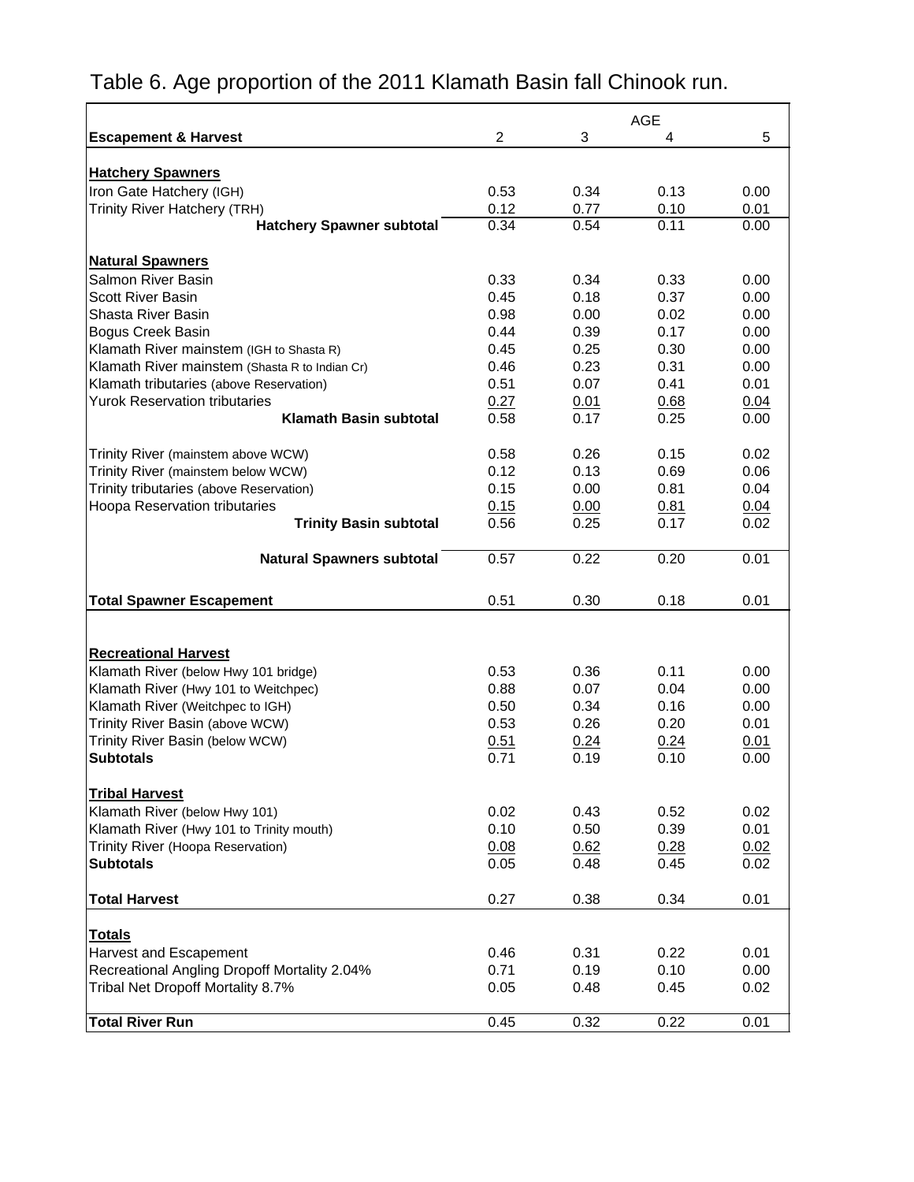# Table 6. Age proportion of the 2011 Klamath Basin fall Chinook run.

| Escapement & Harvest | AGE 2 | 3 | 4 | 5 |
|---|---|---|---|---|
| **Hatchery Spawners** | | | | |
| Iron Gate Hatchery (IGH) | 0.53 | 0.34 | 0.13 | 0.00 |
| Trinity River Hatchery (TRH) | 0.12 | 0.77 | 0.10 | 0.01 |
| **Hatchery Spawner subtotal** | 0.34 | 0.54 | 0.11 | 0.00 |
| **Natural Spawners** | | | | |
| Salmon River Basin | 0.33 | 0.34 | 0.33 | 0.00 |
| Scott River Basin | 0.45 | 0.18 | 0.37 | 0.00 |
| Shasta River Basin | 0.98 | 0.00 | 0.02 | 0.00 |
| Bogus Creek Basin | 0.44 | 0.39 | 0.17 | 0.00 |
| Klamath River mainstem (IGH to Shasta R) | 0.45 | 0.25 | 0.30 | 0.00 |
| Klamath River mainstem (Shasta R to Indian Cr) | 0.46 | 0.23 | 0.31 | 0.00 |
| Klamath tributaries (above Reservation) | 0.51 | 0.07 | 0.41 | 0.01 |
| Yurok Reservation tributaries | 0.27 | 0.01 | 0.68 | 0.04 |
| **Klamath Basin subtotal** | 0.58 | 0.17 | 0.25 | 0.00 |
| Trinity River (mainstem above WCW) | 0.58 | 0.26 | 0.15 | 0.02 |
| Trinity River (mainstem below WCW) | 0.12 | 0.13 | 0.69 | 0.06 |
| Trinity tributaries (above Reservation) | 0.15 | 0.00 | 0.81 | 0.04 |
| Hoopa Reservation tributaries | 0.15 | 0.00 | 0.81 | 0.04 |
| **Trinity Basin subtotal** | 0.56 | 0.25 | 0.17 | 0.02 |
| **Natural Spawners subtotal** | 0.57 | 0.22 | 0.20 | 0.01 |
| **Total Spawner Escapement** | 0.51 | 0.30 | 0.18 | 0.01 |
| **Recreational Harvest** | | | | |
| Klamath River (below Hwy 101 bridge) | 0.53 | 0.36 | 0.11 | 0.00 |
| Klamath River (Hwy 101 to Weitchpec) | 0.88 | 0.07 | 0.04 | 0.00 |
| Klamath River (Weitchpec to IGH) | 0.50 | 0.34 | 0.16 | 0.00 |
| Trinity River Basin (above WCW) | 0.53 | 0.26 | 0.20 | 0.01 |
| Trinity River Basin (below WCW) | 0.51 | 0.24 | 0.24 | 0.01 |
| **Subtotals** | 0.71 | 0.19 | 0.10 | 0.00 |
| **Tribal Harvest** | | | | |
| Klamath River (below Hwy 101) | 0.02 | 0.43 | 0.52 | 0.02 |
| Klamath River (Hwy 101 to Trinity mouth) | 0.10 | 0.50 | 0.39 | 0.01 |
| Trinity River (Hoopa Reservation) | 0.08 | 0.62 | 0.28 | 0.02 |
| **Subtotals** | 0.05 | 0.48 | 0.45 | 0.02 |
| **Total Harvest** | 0.27 | 0.38 | 0.34 | 0.01 |
| **Totals** | | | | |
| Harvest and Escapement | 0.46 | 0.31 | 0.22 | 0.01 |
| Recreational Angling Dropoff Mortality 2.04% | 0.71 | 0.19 | 0.10 | 0.00 |
| Tribal Net Dropoff Mortality 8.7% | 0.05 | 0.48 | 0.45 | 0.02 |
| **Total River Run** | 0.45 | 0.32 | 0.22 | 0.01 |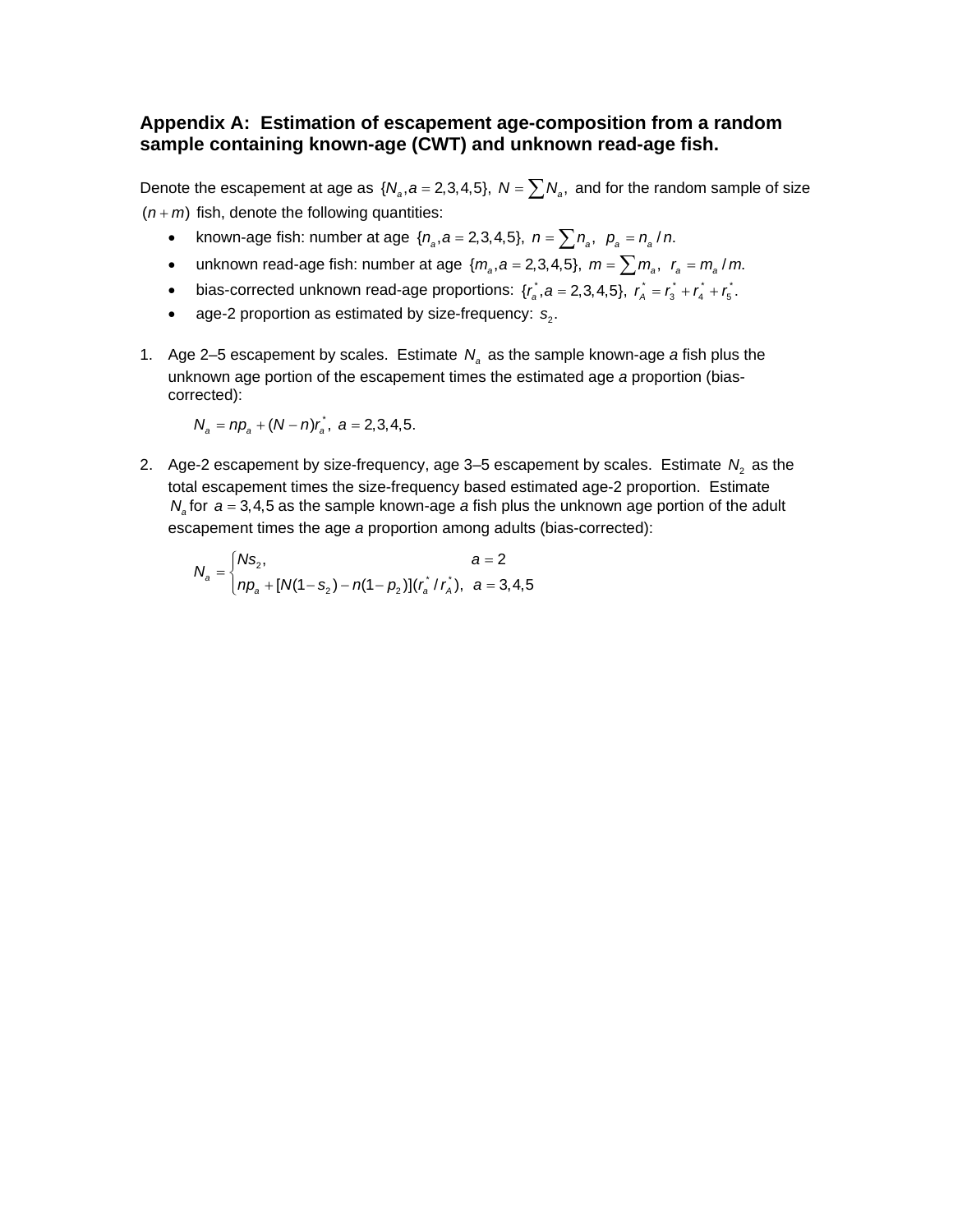## Appendix A: Estimation of escapement age-composition from a random sample containing known-age (CWT) and unknown read-age fish.

Denote the escapement at age as $\{N_a, a = 2,3,4,5\}$, $N = \sum N_a$, and for the random sample of size $(n + m)$ fish, denote the following quantities:

- known-age fish: number at age $\{n_a, a = 2,3,4,5\}$, $n = \sum n_a$, $p_a = n_a / n$.
- unknown read-age fish: number at age $\{m_a, a = 2,3,4,5\}$, $m = \sum m_a$, $r_a = m_a / m$.
- bias-corrected unknown read-age proportions: $\{r_a^*, a = 2,3,4,5\}$, $r_A^* = r_3^* + r_4^* + r_5^*$.
- age-2 proportion as estimated by size-frequency: $s_2$.

1. Age 2–5 escapement by scales. Estimate $N_a$ as the sample known-age *a* fish plus the unknown age portion of the escapement times the estimated age *a* proportion (bias-corrected):

$$N_a = np_a + (N - n)r_a^*, \; a = 2,3,4,5.$$

2. Age-2 escapement by size-frequency, age 3–5 escapement by scales. Estimate $N_2$ as the total escapement times the size-frequency based estimated age-2 proportion. Estimate $N_a$ for $a = 3,4,5$ as the sample known-age *a* fish plus the unknown age portion of the adult escapement times the age *a* proportion among adults (bias-corrected):

$$N_a = \begin{cases} Ns_2, & a = 2 \\ np_a + [N(1 - s_2) - n(1 - p_2)](r_a^* / r_A^*), & a = 3,4,5 \end{cases}$$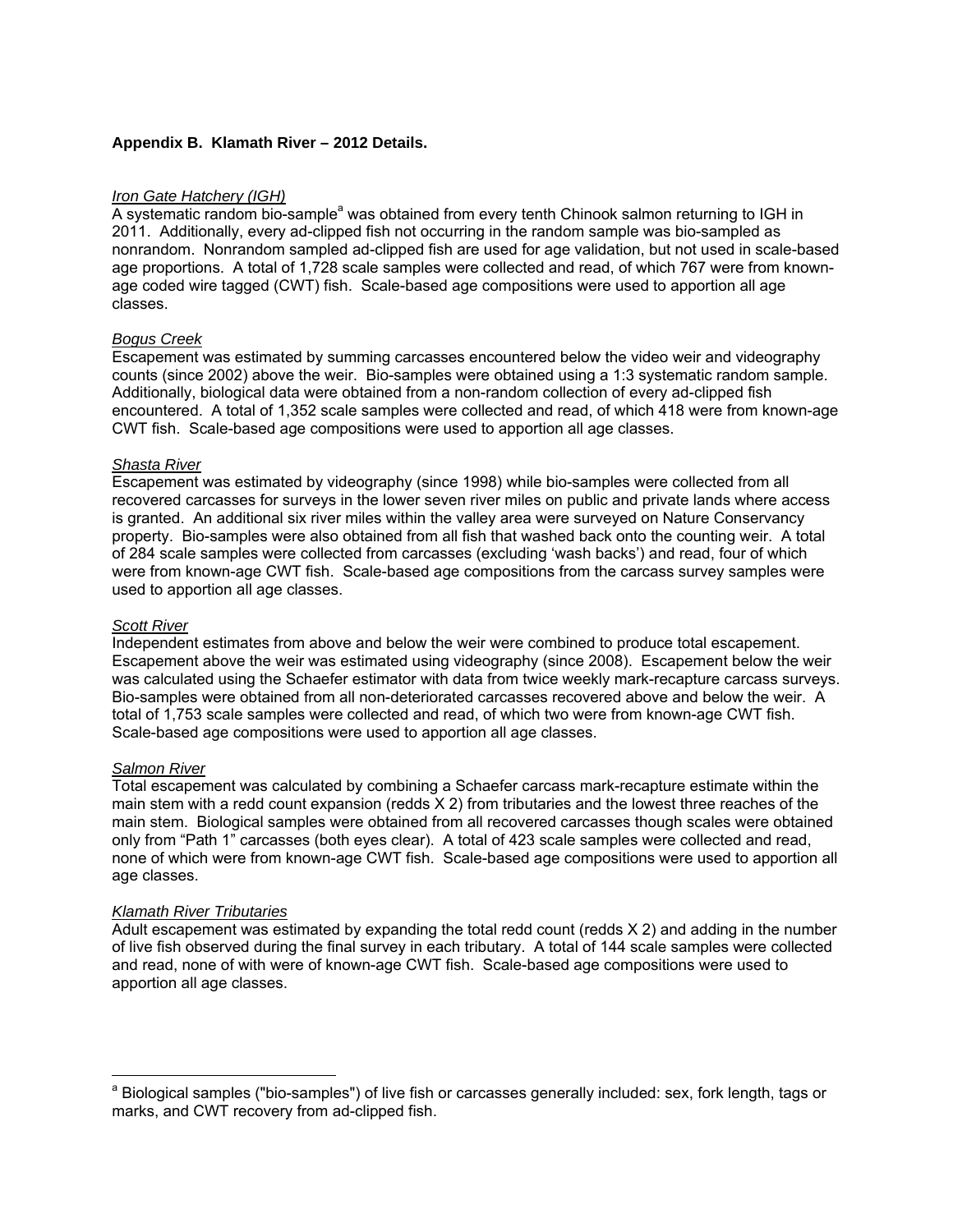### Appendix B.  Klamath River – 2012 Details.

*Iron Gate Hatchery (IGH)*

A systematic random bio-sample[a] was obtained from every tenth Chinook salmon returning to IGH in 2011.  Additionally, every ad-clipped fish not occurring in the random sample was bio-sampled as nonrandom.  Nonrandom sampled ad-clipped fish are used for age validation, but not used in scale-based age proportions.  A total of 1,728 scale samples were collected and read, of which 767 were from known-age coded wire tagged (CWT) fish.  Scale-based age compositions were used to apportion all age classes.

*Bogus Creek*

Escapement was estimated by summing carcasses encountered below the video weir and videography counts (since 2002) above the weir.  Bio-samples were obtained using a 1:3 systematic random sample.  Additionally, biological data were obtained from a non-random collection of every ad-clipped fish encountered.  A total of 1,352 scale samples were collected and read, of which 418 were from known-age CWT fish.  Scale-based age compositions were used to apportion all age classes.

*Shasta River*

Escapement was estimated by videography (since 1998) while bio-samples were collected from all recovered carcasses for surveys in the lower seven river miles on public and private lands where access is granted.  An additional six river miles within the valley area were surveyed on Nature Conservancy property.  Bio-samples were also obtained from all fish that washed back onto the counting weir.  A total of 284 scale samples were collected from carcasses (excluding 'wash backs') and read, four of which were from known-age CWT fish.  Scale-based age compositions from the carcass survey samples were used to apportion all age classes.

*Scott River*

Independent estimates from above and below the weir were combined to produce total escapement.  Escapement above the weir was estimated using videography (since 2008).  Escapement below the weir was calculated using the Schaefer estimator with data from twice weekly mark-recapture carcass surveys.  Bio-samples were obtained from all non-deteriorated carcasses recovered above and below the weir.  A total of 1,753 scale samples were collected and read, of which two were from known-age CWT fish.  Scale-based age compositions were used to apportion all age classes.

*Salmon River*

Total escapement was calculated by combining a Schaefer carcass mark-recapture estimate within the main stem with a redd count expansion (redds X 2) from tributaries and the lowest three reaches of the main stem.  Biological samples were obtained from all recovered carcasses though scales were obtained only from "Path 1" carcasses (both eyes clear).  A total of 423 scale samples were collected and read, none of which were from known-age CWT fish.  Scale-based age compositions were used to apportion all age classes.

*Klamath River Tributaries*

Adult escapement was estimated by expanding the total redd count (redds X 2) and adding in the number of live fish observed during the final survey in each tributary.  A total of 144 scale samples were collected and read, none of with were of known-age CWT fish.  Scale-based age compositions were used to apportion all age classes.

---

[a] Biological samples ("bio-samples") of live fish or carcasses generally included: sex, fork length, tags or marks, and CWT recovery from ad-clipped fish.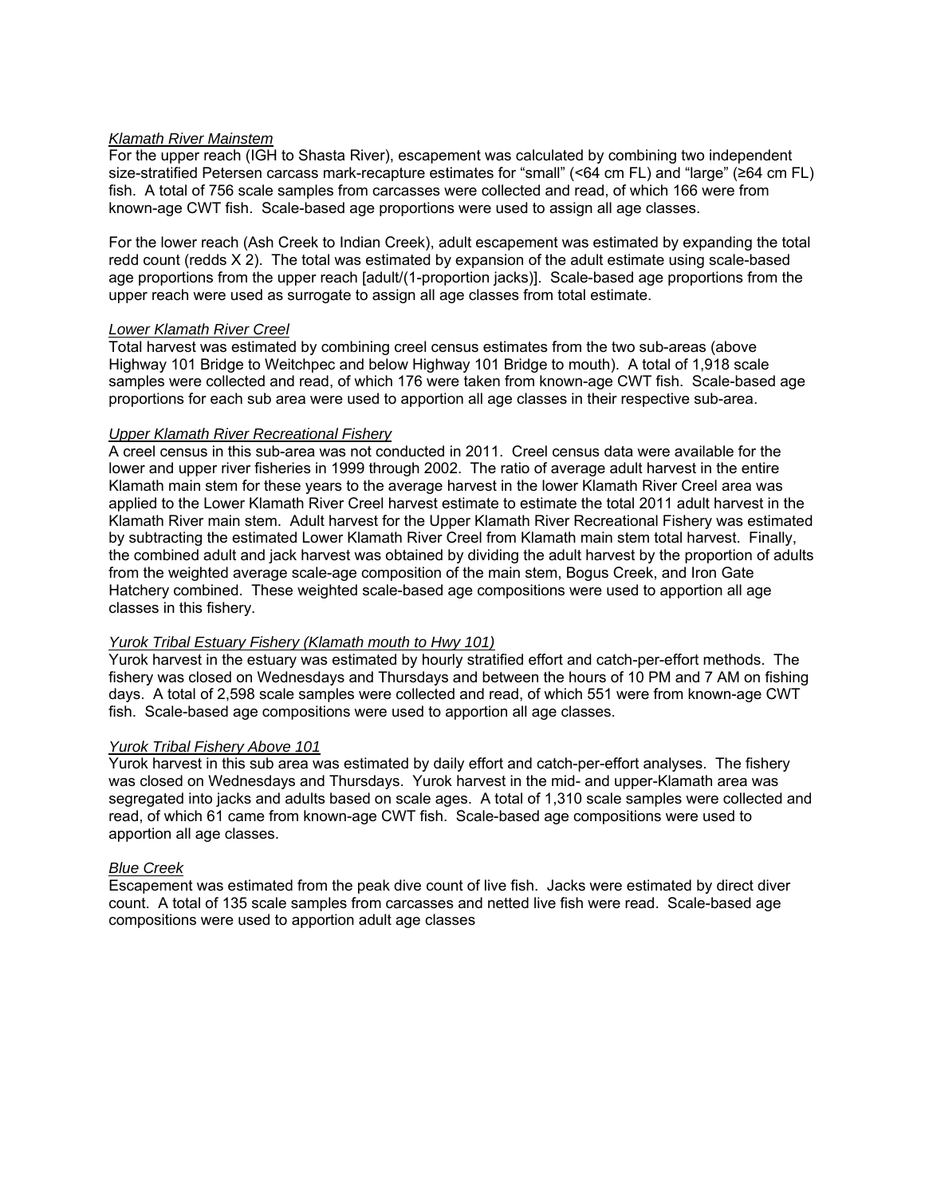*Klamath River Mainstem*
For the upper reach (IGH to Shasta River), escapement was calculated by combining two independent size-stratified Petersen carcass mark-recapture estimates for "small" (<64 cm FL) and "large" (≥64 cm FL) fish. A total of 756 scale samples from carcasses were collected and read, of which 166 were from known-age CWT fish. Scale-based age proportions were used to assign all age classes.

For the lower reach (Ash Creek to Indian Creek), adult escapement was estimated by expanding the total redd count (redds X 2). The total was estimated by expansion of the adult estimate using scale-based age proportions from the upper reach [adult/(1-proportion jacks)]. Scale-based age proportions from the upper reach were used as surrogate to assign all age classes from total estimate.

*Lower Klamath River Creel*
Total harvest was estimated by combining creel census estimates from the two sub-areas (above Highway 101 Bridge to Weitchpec and below Highway 101 Bridge to mouth). A total of 1,918 scale samples were collected and read, of which 176 were taken from known-age CWT fish. Scale-based age proportions for each sub area were used to apportion all age classes in their respective sub-area.

*Upper Klamath River Recreational Fishery*
A creel census in this sub-area was not conducted in 2011. Creel census data were available for the lower and upper river fisheries in 1999 through 2002. The ratio of average adult harvest in the entire Klamath main stem for these years to the average harvest in the lower Klamath River Creel area was applied to the Lower Klamath River Creel harvest estimate to estimate the total 2011 adult harvest in the Klamath River main stem. Adult harvest for the Upper Klamath River Recreational Fishery was estimated by subtracting the estimated Lower Klamath River Creel from Klamath main stem total harvest. Finally, the combined adult and jack harvest was obtained by dividing the adult harvest by the proportion of adults from the weighted average scale-age composition of the main stem, Bogus Creek, and Iron Gate Hatchery combined. These weighted scale-based age compositions were used to apportion all age classes in this fishery.

*Yurok Tribal Estuary Fishery (Klamath mouth to Hwy 101)*
Yurok harvest in the estuary was estimated by hourly stratified effort and catch-per-effort methods. The fishery was closed on Wednesdays and Thursdays and between the hours of 10 PM and 7 AM on fishing days. A total of 2,598 scale samples were collected and read, of which 551 were from known-age CWT fish. Scale-based age compositions were used to apportion all age classes.

*Yurok Tribal Fishery Above 101*
Yurok harvest in this sub area was estimated by daily effort and catch-per-effort analyses. The fishery was closed on Wednesdays and Thursdays. Yurok harvest in the mid- and upper-Klamath area was segregated into jacks and adults based on scale ages. A total of 1,310 scale samples were collected and read, of which 61 came from known-age CWT fish. Scale-based age compositions were used to apportion all age classes.

*Blue Creek*
Escapement was estimated from the peak dive count of live fish. Jacks were estimated by direct diver count. A total of 135 scale samples from carcasses and netted live fish were read. Scale-based age compositions were used to apportion adult age classes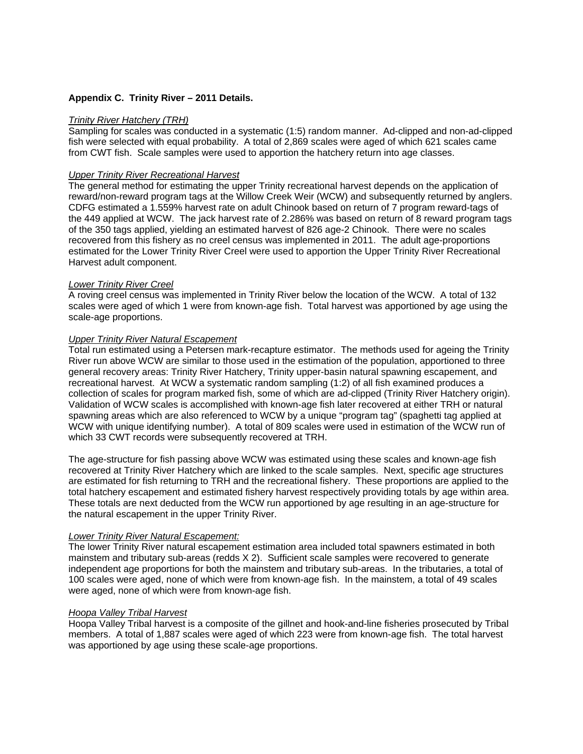**Appendix C. Trinity River – 2011 Details.**

*Trinity River Hatchery (TRH)*

Sampling for scales was conducted in a systematic (1:5) random manner. Ad-clipped and non-ad-clipped fish were selected with equal probability. A total of 2,869 scales were aged of which 621 scales came from CWT fish. Scale samples were used to apportion the hatchery return into age classes.

*Upper Trinity River Recreational Harvest*

The general method for estimating the upper Trinity recreational harvest depends on the application of reward/non-reward program tags at the Willow Creek Weir (WCW) and subsequently returned by anglers. CDFG estimated a 1.559% harvest rate on adult Chinook based on return of 7 program reward-tags of the 449 applied at WCW. The jack harvest rate of 2.286% was based on return of 8 reward program tags of the 350 tags applied, yielding an estimated harvest of 826 age-2 Chinook. There were no scales recovered from this fishery as no creel census was implemented in 2011. The adult age-proportions estimated for the Lower Trinity River Creel were used to apportion the Upper Trinity River Recreational Harvest adult component.

*Lower Trinity River Creel*

A roving creel census was implemented in Trinity River below the location of the WCW. A total of 132 scales were aged of which 1 were from known-age fish. Total harvest was apportioned by age using the scale-age proportions.

*Upper Trinity River Natural Escapement*

Total run estimated using a Petersen mark-recapture estimator. The methods used for ageing the Trinity River run above WCW are similar to those used in the estimation of the population, apportioned to three general recovery areas: Trinity River Hatchery, Trinity upper-basin natural spawning escapement, and recreational harvest. At WCW a systematic random sampling (1:2) of all fish examined produces a collection of scales for program marked fish, some of which are ad-clipped (Trinity River Hatchery origin). Validation of WCW scales is accomplished with known-age fish later recovered at either TRH or natural spawning areas which are also referenced to WCW by a unique "program tag" (spaghetti tag applied at WCW with unique identifying number). A total of 809 scales were used in estimation of the WCW run of which 33 CWT records were subsequently recovered at TRH.

The age-structure for fish passing above WCW was estimated using these scales and known-age fish recovered at Trinity River Hatchery which are linked to the scale samples. Next, specific age structures are estimated for fish returning to TRH and the recreational fishery. These proportions are applied to the total hatchery escapement and estimated fishery harvest respectively providing totals by age within area. These totals are next deducted from the WCW run apportioned by age resulting in an age-structure for the natural escapement in the upper Trinity River.

*Lower Trinity River Natural Escapement:*

The lower Trinity River natural escapement estimation area included total spawners estimated in both mainstem and tributary sub-areas (redds X 2). Sufficient scale samples were recovered to generate independent age proportions for both the mainstem and tributary sub-areas. In the tributaries, a total of 100 scales were aged, none of which were from known-age fish. In the mainstem, a total of 49 scales were aged, none of which were from known-age fish.

*Hoopa Valley Tribal Harvest*

Hoopa Valley Tribal harvest is a composite of the gillnet and hook-and-line fisheries prosecuted by Tribal members. A total of 1,887 scales were aged of which 223 were from known-age fish. The total harvest was apportioned by age using these scale-age proportions.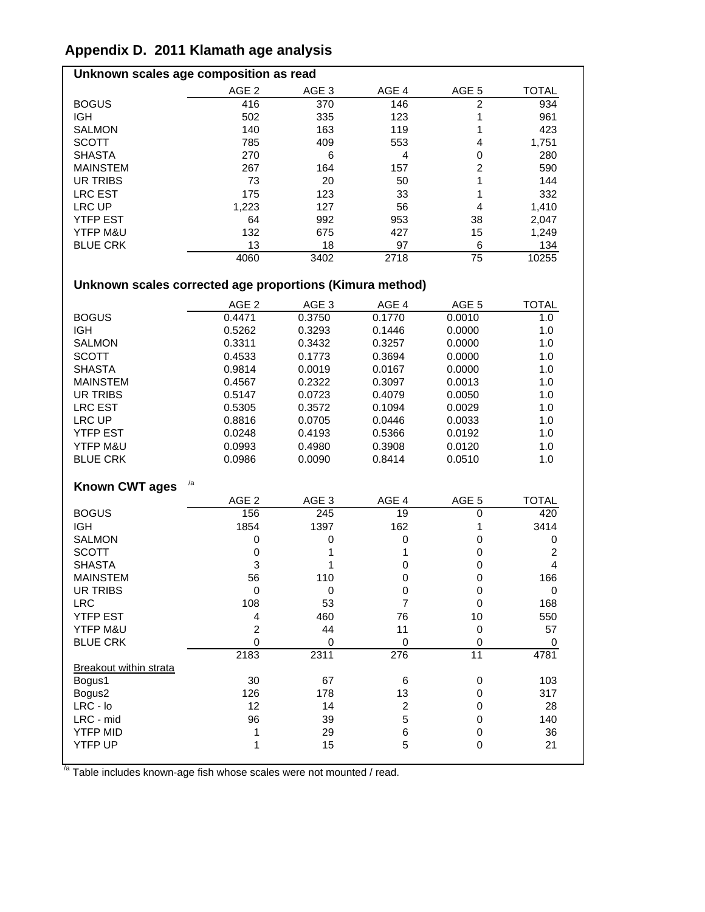# Appendix D. 2011 Klamath age analysis

## Unknown scales age composition as read

| | AGE 2 | AGE 3 | AGE 4 | AGE 5 | TOTAL |
|---|---|---|---|---|---|
| BOGUS | 416 | 370 | 146 | 2 | 934 |
| IGH | 502 | 335 | 123 | 1 | 961 |
| SALMON | 140 | 163 | 119 | 1 | 423 |
| SCOTT | 785 | 409 | 553 | 4 | 1,751 |
| SHASTA | 270 | 6 | 4 | 0 | 280 |
| MAINSTEM | 267 | 164 | 157 | 2 | 590 |
| UR TRIBS | 73 | 20 | 50 | 1 | 144 |
| LRC EST | 175 | 123 | 33 | 1 | 332 |
| LRC UP | 1,223 | 127 | 56 | 4 | 1,410 |
| YTFP EST | 64 | 992 | 953 | 38 | 2,047 |
| YTFP M&U | 132 | 675 | 427 | 15 | 1,249 |
| BLUE CRK | 13 | 18 | 97 | 6 | 134 |
| | 4060 | 3402 | 2718 | 75 | 10255 |

## Unknown scales corrected age proportions (Kimura method)

| | AGE 2 | AGE 3 | AGE 4 | AGE 5 | TOTAL |
|---|---|---|---|---|---|
| BOGUS | 0.4471 | 0.3750 | 0.1770 | 0.0010 | 1.0 |
| IGH | 0.5262 | 0.3293 | 0.1446 | 0.0000 | 1.0 |
| SALMON | 0.3311 | 0.3432 | 0.3257 | 0.0000 | 1.0 |
| SCOTT | 0.4533 | 0.1773 | 0.3694 | 0.0000 | 1.0 |
| SHASTA | 0.9814 | 0.0019 | 0.0167 | 0.0000 | 1.0 |
| MAINSTEM | 0.4567 | 0.2322 | 0.3097 | 0.0013 | 1.0 |
| UR TRIBS | 0.5147 | 0.0723 | 0.4079 | 0.0050 | 1.0 |
| LRC EST | 0.5305 | 0.3572 | 0.1094 | 0.0029 | 1.0 |
| LRC UP | 0.8816 | 0.0705 | 0.0446 | 0.0033 | 1.0 |
| YTFP EST | 0.0248 | 0.4193 | 0.5366 | 0.0192 | 1.0 |
| YTFP M&U | 0.0993 | 0.4980 | 0.3908 | 0.0120 | 1.0 |
| BLUE CRK | 0.0986 | 0.0090 | 0.8414 | 0.0510 | 1.0 |

## Known CWT ages [/a]

| | AGE 2 | AGE 3 | AGE 4 | AGE 5 | TOTAL |
|---|---|---|---|---|---|
| BOGUS | 156 | 245 | 19 | 0 | 420 |
| IGH | 1854 | 1397 | 162 | 1 | 3414 |
| SALMON | 0 | 0 | 0 | 0 | 0 |
| SCOTT | 0 | 1 | 1 | 0 | 2 |
| SHASTA | 3 | 1 | 0 | 0 | 4 |
| MAINSTEM | 56 | 110 | 0 | 0 | 166 |
| UR TRIBS | 0 | 0 | 0 | 0 | 0 |
| LRC | 108 | 53 | 7 | 0 | 168 |
| YTFP EST | 4 | 460 | 76 | 10 | 550 |
| YTFP M&U | 2 | 44 | 11 | 0 | 57 |
| BLUE CRK | 0 | 0 | 0 | 0 | 0 |
| | 2183 | 2311 | 276 | 11 | 4781 |
| Breakout within strata | | | | | |
| Bogus1 | 30 | 67 | 6 | 0 | 103 |
| Bogus2 | 126 | 178 | 13 | 0 | 317 |
| LRC - lo | 12 | 14 | 2 | 0 | 28 |
| LRC - mid | 96 | 39 | 5 | 0 | 140 |
| YTFP MID | 1 | 29 | 6 | 0 | 36 |
| YTFP UP | 1 | 15 | 5 | 0 | 21 |

[/a] Table includes known-age fish whose scales were not mounted / read.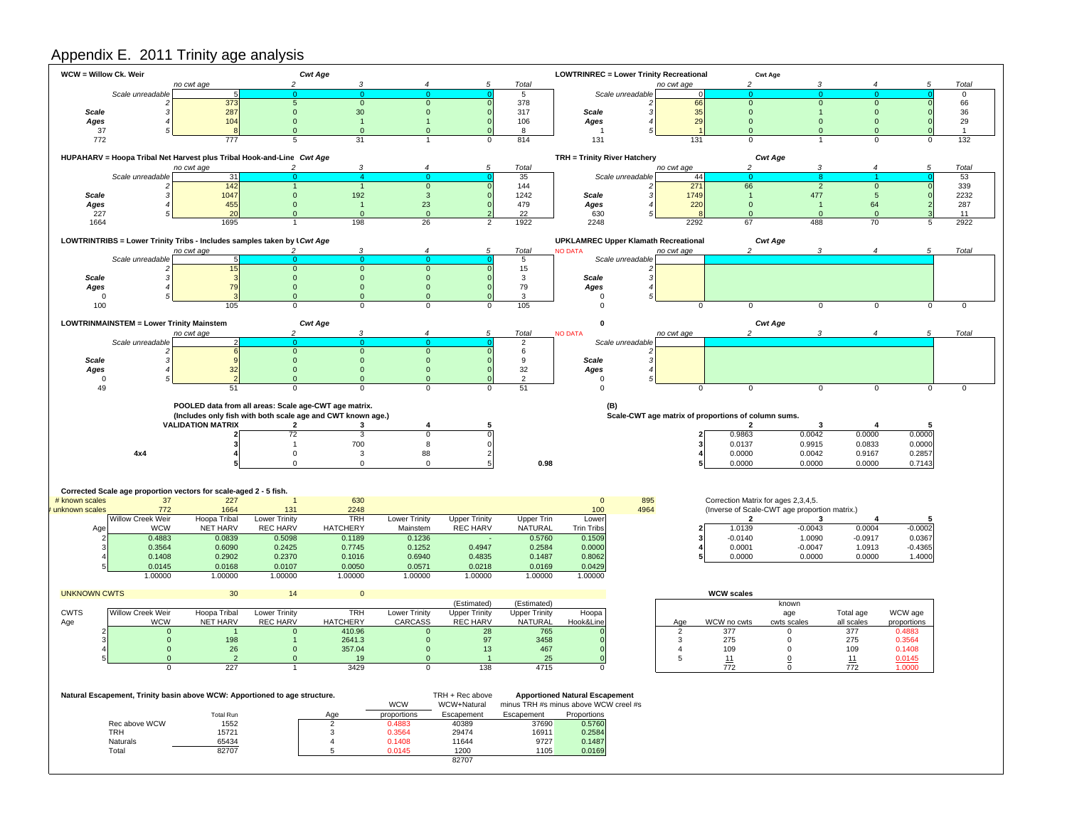# Appendix E. 2011 Trinity age analysis

**WCW = Willow Ck. Weir**

| | | no cwt age | Cwt Age 2 | 3 | 4 | 5 | Total |
|---|---|---|---|---|---|---|---|
| | Scale unreadable | 5 | 0 | 0 | 0 | 0 | 5 |
| | 2 | 373 | 5 | 0 | 0 | 0 | 378 |
| Scale | 3 | 287 | 0 | 30 | 0 | 0 | 317 |
| Ages | 4 | 104 | 0 | 1 | 1 | 0 | 106 |
| 37 | 5 | 8 | 0 | 0 | 0 | 0 | 8 |
| 772 | | 777 | 5 | 31 | 1 | 0 | 814 |

**LOWTRINREC = Lower Trinity Recreational**

| | | no cwt age | Cwt Age 2 | 3 | 4 | 5 | Total |
|---|---|---|---|---|---|---|---|
| | Scale unreadable | 0 | 0 | 0 | 0 | 0 | 0 |
| | 2 | 66 | 0 | 0 | 0 | 0 | 66 |
| Scale | 3 | 35 | 0 | 1 | 0 | 0 | 36 |
| Ages | 4 | 29 | 0 | 0 | 0 | 0 | 29 |
| 1 | 5 | 1 | 0 | 0 | 0 | 0 | 1 |
| 131 | | 131 | 0 | 1 | 0 | 0 | 132 |

**HUPAHARV = Hoopa Tribal Net Harvest plus Tribal Hook-and-Line**

| | | no cwt age | Cwt Age 2 | 3 | 4 | 5 | Total |
|---|---|---|---|---|---|---|---|
| | Scale unreadable | 31 | 0 | 4 | 0 | 0 | 35 |
| | 2 | 142 | 1 | 1 | 0 | 0 | 144 |
| Scale | 3 | 1047 | 0 | 192 | 3 | 0 | 1242 |
| Ages | 4 | 455 | 0 | 1 | 23 | 0 | 479 |
| 227 | 5 | 20 | 0 | 0 | 0 | 2 | 22 |
| 1664 | | 1695 | 1 | 198 | 26 | 2 | 1922 |

**TRH = Trinity River Hatchery**

| | | no cwt age | Cwt Age 2 | 3 | 4 | 5 | Total |
|---|---|---|---|---|---|---|---|
| | Scale unreadable | 44 | 0 | 8 | 1 | 0 | 53 |
| | 2 | 271 | 66 | 2 | 0 | 0 | 339 |
| Scale | 3 | 1749 | 1 | 477 | 5 | 0 | 2232 |
| Ages | 4 | 220 | 0 | 1 | 64 | 2 | 287 |
| 630 | 5 | 8 | 0 | 0 | 0 | 3 | 11 |
| 2248 | | 2292 | 67 | 488 | 70 | 5 | 2922 |

**LOWTRINTRIBS = Lower Trinity Tribs - Includes samples taken by U**

| | | no cwt age | Cwt Age 2 | 3 | 4 | 5 | Total |
|---|---|---|---|---|---|---|---|
| | Scale unreadable | 5 | 0 | 0 | 0 | 0 | 5 |
| | 2 | 15 | 0 | 0 | 0 | 0 | 15 |
| Scale | 3 | 3 | 0 | 0 | 0 | 0 | 3 |
| Ages | 4 | 79 | 0 | 0 | 0 | 0 | 79 |
| 0 | 5 | 3 | 0 | 0 | 0 | 0 | 3 |
| 100 | | 105 | 0 | 0 | 0 | 0 | 105 |

**UPKLAMREC Upper Klamath Recreational** — NO DATA

| | | no cwt age | Cwt Age 2 | 3 | 4 | 5 | Total |
|---|---|---|---|---|---|---|---|
| | Scale unreadable | | | | | | |
| | 2 | | | | | | |
| Scale | 3 | | | | | | |
| Ages | 4 | | | | | | |
| 0 | 5 | | | | | | |
| 0 | | 0 | 0 | 0 | 0 | 0 | 0 |

**LOWTRINMAINSTEM = Lower Trinity Mainstem**

| | | no cwt age | Cwt Age 2 | 3 | 4 | 5 | Total |
|---|---|---|---|---|---|---|---|
| | Scale unreadable | 2 | 0 | 0 | 0 | 0 | 2 |
| | 2 | 6 | 0 | 0 | 0 | 0 | 6 |
| Scale | 3 | 9 | 0 | 0 | 0 | 0 | 9 |
| Ages | 4 | 32 | 0 | 0 | 0 | 0 | 32 |
| 0 | 5 | 2 | 0 | 0 | 0 | 0 | 2 |
| 49 | | 51 | 0 | 0 | 0 | 0 | 51 |

**0** — NO DATA

| | | no cwt age | Cwt Age 2 | 3 | 4 | 5 | Total |
|---|---|---|---|---|---|---|---|
| | Scale unreadable | | | | | | |
| | 2 | | | | | | |
| Scale | 3 | | | | | | |
| Ages | 4 | | | | | | |
| 0 | 5 | | | | | | |
| 0 | | 0 | 0 | 0 | 0 | 0 | 0 |

**POOLED data from all areas: Scale age-CWT age matrix.**
**(Includes only fish with both scale age and CWT known age.)**

| VALIDATION MATRIX (4x4) | 2 | 3 | 4 | 5 |
|---|---|---|---|---|
| 2 | 72 | 3 | 0 | 0 |
| 3 | 1 | 700 | 8 | 0 |
| 4 | 0 | 3 | 88 | 2 |
| 5 | 0 | 0 | 0 | 5 |

0.98

**(B)**
**Scale-CWT age matrix of proportions of column sums.**

| | 2 | 3 | 4 | 5 |
|---|---|---|---|---|
| 2 | 0.9863 | 0.0042 | 0.0000 | 0.0000 |
| 3 | 0.0137 | 0.9915 | 0.0833 | 0.0000 |
| 4 | 0.0000 | 0.0042 | 0.9167 | 0.2857 |
| 5 | 0.0000 | 0.0000 | 0.0000 | 0.7143 |

**Corrected Scale age proportion vectors for scale-aged 2 - 5 fish.**

| | Willow Creek Weir WCW | Hoopa Tribal NET HARV | Lower Trinity REC HARV | TRH HATCHERY | Lower Trinity Mainstem | Upper Trinity REC HARV | Upper Trin NATURAL | Lower Trin Tribs | |
|---|---|---|---|---|---|---|---|---|---|
| # known scales | 37 | 227 | 1 | 630 | | | | 0 | 895 |
| # unknown scales | 772 | 1664 | 131 | 2248 | | | | 100 | 4964 |
| Age 2 | 0.4883 | 0.0839 | 0.5098 | 0.1189 | 0.1236 | - | 0.5760 | 0.1509 | |
| 3 | 0.3564 | 0.6090 | 0.2425 | 0.7745 | 0.1252 | 0.4947 | 0.2584 | 0.0000 | |
| 4 | 0.1408 | 0.2902 | 0.2370 | 0.1016 | 0.6940 | 0.4835 | 0.1487 | 0.8062 | |
| 5 | 0.0145 | 0.0168 | 0.0107 | 0.0050 | 0.0571 | 0.0218 | 0.0169 | 0.0429 | |
| | 1.00000 | 1.00000 | 1.00000 | 1.00000 | 1.00000 | 1.00000 | 1.00000 | 1.00000 | |

Correction Matrix for ages 2,3,4,5.
(Inverse of Scale-CWT age proportion matrix.)

| | 2 | 3 | 4 | 5 |
|---|---|---|---|---|
| 2 | 1.0139 | -0.0043 | 0.0004 | -0.0002 |
| 3 | -0.0140 | 1.0090 | -0.0917 | 0.0367 |
| 4 | 0.0001 | -0.0047 | 1.0913 | -0.4365 |
| 5 | 0.0000 | 0.0000 | 0.0000 | 1.4000 |

**UNKNOWN CWTS**

| CWTS Age | Willow Creek Weir WCW | Hoopa Tribal NET HARV | Lower Trinity REC HARV | TRH HATCHERY | Lower Trinity CARCASS | (Estimated) Upper Trinity REC HARV | (Estimated) Upper Trinity NATURAL | Hoopa Hook&Line |
|---|---|---|---|---|---|---|---|---|
| | | 30 | 14 | 0 | | | | |
| 2 | 0 | 1 | 0 | 410.96 | 0 | 28 | 765 | 0 |
| 3 | 0 | 198 | 1 | 2641.3 | 0 | 97 | 3458 | 0 |
| 4 | 0 | 26 | 0 | 357.04 | 0 | 13 | 467 | 0 |
| 5 | 0 | 2 | 0 | 19 | 0 | 1 | 25 | 0 |
| | 0 | 227 | 1 | 3429 | 0 | 138 | 4715 | 0 |

**WCW scales**

| Age | WCW no cwts | known age cwts scales | Total age all scales | WCW age proportions |
|---|---|---|---|---|
| 2 | 377 | 0 | 377 | 0.4883 |
| 3 | 275 | 0 | 275 | 0.3564 |
| 4 | 109 | 0 | 109 | 0.1408 |
| 5 | 11 | 0 | 11 | 0.0145 |
| | 772 | 0 | 772 | 1.0000 |

**Natural Escapement, Trinity basin above WCW: Apportioned to age structure.**

| | Total Run |
|---|---|
| Rec above WCW | 1552 |
| TRH | 15721 |
| Naturals | 65434 |
| Total | 82707 |

**Apportioned Natural Escapement** (minus TRH #s minus above WCW creel #s)

| Age | WCW proportions | TRH + Rec above WCW+Natural Escapement | Escapement | Proportions |
|---|---|---|---|---|
| 2 | 0.4883 | 40389 | 37690 | 0.5760 |
| 3 | 0.3564 | 29474 | 16911 | 0.2584 |
| 4 | 0.1408 | 11644 | 9727 | 0.1487 |
| 5 | 0.0145 | 1200 | 1105 | 0.0169 |
| | | 82707 | | |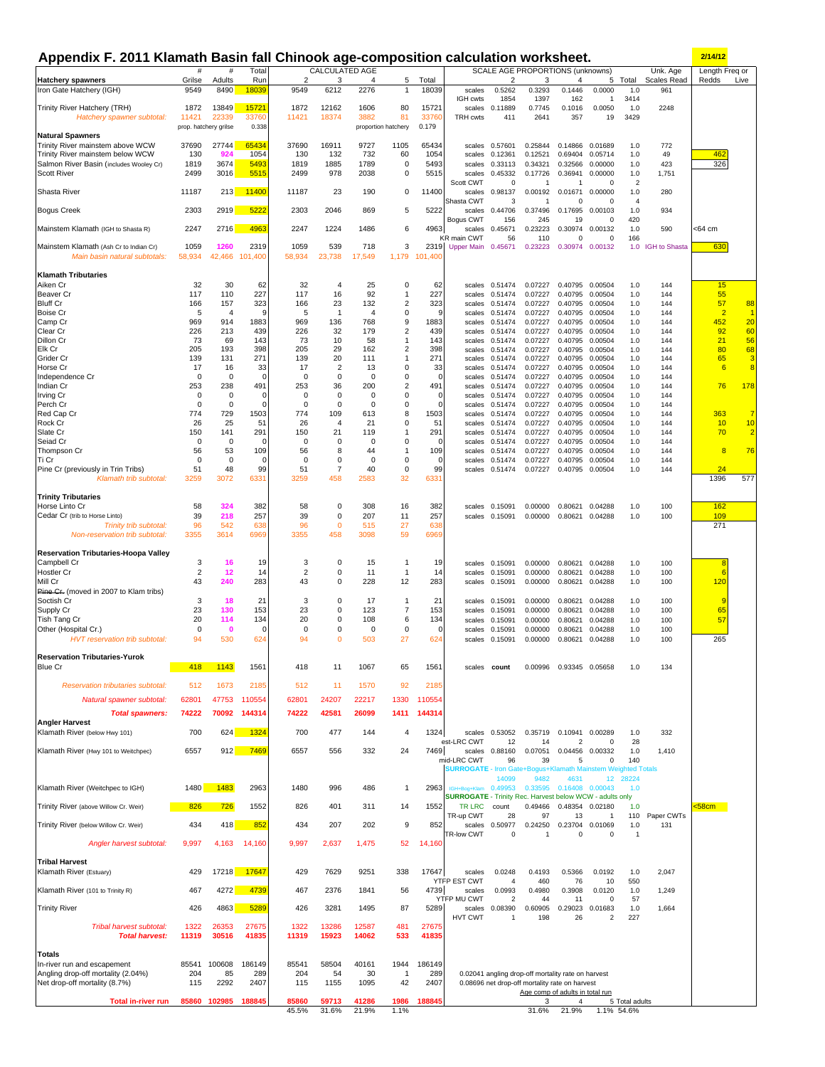# Appendix F. 2011 Klamath Basin fall Chinook age-composition calculation worksheet.

2/14/12

| Hatchery spawners | # Grilse | # Adults | Total Run | CALCULATED AGE 2 | 3 | 4 | 5 | Total | | SCALE AGE PROPORTIONS (unknowns) 2 | 3 | 4 | 5 | Total | Unk. Age Scales Read | Length Freq or Redds | Live |
|---|---|---|---|---|---|---|---|---|---|---|---|---|---|---|---|---|---|
| Iron Gate Hatchery (IGH) | 9549 | 8490 | 18039 | 9549 | 6212 | 2276 | 1 | 18039 | scales | 0.5262 | 0.3293 | 0.1446 | 0.0000 | 1.0 | 961 | | |
| | | | | | | | | | IGH cwts | 1854 | 1397 | 162 | 1 | 3414 | | | |
| Trinity River Hatchery (TRH) | 1872 | 13849 | 15721 | 1872 | 12162 | 1606 | 80 | 15721 | scales | 0.11889 | 0.7745 | 0.1016 | 0.0050 | 1.0 | 2248 | | |
| *Hatchery spawner subtotal:* | 11421 | 22339 | 33760 | 11421 | 18374 | 3882 | 81 | 33760 | TRH cwts | 411 | 2641 | 357 | 19 | 3429 | | | |
| | prop. hatchery grilse | | 0.338 | | | proportion hatchery | | 0.179 | | | | | | | | | |
| **Natural Spawners** | | | | | | | | | | | | | | | | | |
| Trinity River mainstem above WCW | 37690 | 27744 | 65434 | 37690 | 16911 | 9727 | 1105 | 65434 | scales | 0.57601 | 0.25844 | 0.14866 | 0.01689 | 1.0 | 772 | | |
| Trinity River mainstem below WCW | 130 | 924 | 1054 | 130 | 132 | 732 | 60 | 1054 | scales | 0.12361 | 0.12521 | 0.69404 | 0.05714 | 1.0 | 49 | 462 | |
| Salmon River Basin (includes Wooley Cr) | 1819 | 3674 | 5493 | 1819 | 1885 | 1789 | 0 | 5493 | scales | 0.33113 | 0.34321 | 0.32566 | 0.00000 | 1.0 | 423 | 326 | |
| Scott River | 2499 | 3016 | 5515 | 2499 | 978 | 2038 | 0 | 5515 | scales | 0.45332 | 0.17726 | 0.36941 | 0.00000 | 1.0 | 1,751 | | |
| | | | | | | | | | Scott CWT | 0 | 1 | 1 | 0 | 2 | | | |
| Shasta River | 11187 | 213 | 11400 | 11187 | 23 | 190 | 0 | 11400 | scales | 0.98137 | 0.00192 | 0.01671 | 0.00000 | 1.0 | 280 | | |
| | | | | | | | | | Shasta CWT | 3 | 1 | 0 | 0 | 4 | | | |
| Bogus Creek | 2303 | 2919 | 5222 | 2303 | 2046 | 869 | 5 | 5222 | scales | 0.44706 | 0.37496 | 0.17695 | 0.00103 | 1.0 | 934 | | |
| | | | | | | | | | Bogus CWT | 156 | 245 | 19 | 0 | 420 | | | |
| Mainstem Klamath (IGH to Shasta R) | 2247 | 2716 | 4963 | 2247 | 1224 | 1486 | 6 | 4963 | scales | 0.45671 | 0.23223 | 0.30974 | 0.00132 | 1.0 | 590 | <64 cm | |
| | | | | | | | | | KR main CWT | 56 | 110 | 0 | 0 | 166 | | | |
| Mainstem Klamath (Ash Cr to Indian Cr) | 1059 | 1260 | 2319 | 1059 | 539 | 718 | 3 | 2319 | Upper Main | 0.45671 | 0.23223 | 0.30974 | 0.00132 | 1.0 | IGH to Shasta | 630 | |
| *Main basin natural subtotals:* | 58,934 | 42,466 | 101,400 | 58,934 | 23,738 | 17,549 | 1,179 | 101,400 | | | | | | | | | |
| **Klamath Tributaries** | | | | | | | | | | | | | | | | | |
| Aiken Cr | 32 | 30 | 62 | 32 | 4 | 25 | 0 | 62 | scales | 0.51474 | 0.07227 | 0.40795 | 0.00504 | 1.0 | 144 | 15 | |
| Beaver Cr | 117 | 110 | 227 | 117 | 16 | 92 | 1 | 227 | scales | 0.51474 | 0.07227 | 0.40795 | 0.00504 | 1.0 | 144 | 55 | |
| Bluff Cr | 166 | 157 | 323 | 166 | 23 | 132 | 2 | 323 | scales | 0.51474 | 0.07227 | 0.40795 | 0.00504 | 1.0 | 144 | 57 | 88 |
| Boise Cr | 5 | 4 | 9 | 5 | 1 | 4 | 0 | 9 | scales | 0.51474 | 0.07227 | 0.40795 | 0.00504 | 1.0 | 144 | 2 | 1 |
| Camp Cr | 969 | 914 | 1883 | 969 | 136 | 768 | 9 | 1883 | scales | 0.51474 | 0.07227 | 0.40795 | 0.00504 | 1.0 | 144 | 452 | 20 |
| Clear Cr | 226 | 213 | 439 | 226 | 32 | 179 | 2 | 439 | scales | 0.51474 | 0.07227 | 0.40795 | 0.00504 | 1.0 | 144 | 92 | 60 |
| Dillon Cr | 73 | 69 | 143 | 73 | 10 | 58 | 1 | 143 | scales | 0.51474 | 0.07227 | 0.40795 | 0.00504 | 1.0 | 144 | 21 | 56 |
| Elk Cr | 205 | 193 | 398 | 205 | 29 | 162 | 2 | 398 | scales | 0.51474 | 0.07227 | 0.40795 | 0.00504 | 1.0 | 144 | 80 | 68 |
| Grider Cr | 139 | 131 | 271 | 139 | 20 | 111 | 1 | 271 | scales | 0.51474 | 0.07227 | 0.40795 | 0.00504 | 1.0 | 144 | 65 | 3 |
| Horse Cr | 17 | 16 | 33 | 17 | 2 | 13 | 0 | 33 | scales | 0.51474 | 0.07227 | 0.40795 | 0.00504 | 1.0 | 144 | 6 | 8 |
| Independence Cr | 0 | 0 | 0 | 0 | 0 | 0 | 0 | 0 | scales | 0.51474 | 0.07227 | 0.40795 | 0.00504 | 1.0 | 144 | | |
| Indian Cr | 253 | 238 | 491 | 253 | 36 | 200 | 2 | 491 | scales | 0.51474 | 0.07227 | 0.40795 | 0.00504 | 1.0 | 144 | 76 | 178 |
| Irving Cr | 0 | 0 | 0 | 0 | 0 | 0 | 0 | 0 | scales | 0.51474 | 0.07227 | 0.40795 | 0.00504 | 1.0 | 144 | | |
| Perch Cr | 0 | 0 | 0 | 0 | 0 | 0 | 0 | 0 | scales | 0.51474 | 0.07227 | 0.40795 | 0.00504 | 1.0 | 144 | | |
| Red Cap Cr | 774 | 729 | 1503 | 774 | 109 | 613 | 8 | 1503 | scales | 0.51474 | 0.07227 | 0.40795 | 0.00504 | 1.0 | 144 | 363 | 7 |
| Rock Cr | 26 | 25 | 51 | 26 | 4 | 21 | 0 | 51 | scales | 0.51474 | 0.07227 | 0.40795 | 0.00504 | 1.0 | 144 | 10 | 10 |
| Slate Cr | 150 | 141 | 291 | 150 | 21 | 119 | 1 | 291 | scales | 0.51474 | 0.07227 | 0.40795 | 0.00504 | 1.0 | 144 | 70 | 2 |
| Seiad Cr | 0 | 0 | 0 | 0 | 0 | 0 | 0 | 0 | scales | 0.51474 | 0.07227 | 0.40795 | 0.00504 | 1.0 | 144 | | |
| Thompson Cr | 56 | 53 | 109 | 56 | 8 | 44 | 1 | 109 | scales | 0.51474 | 0.07227 | 0.40795 | 0.00504 | 1.0 | 144 | 8 | 76 |
| Ti Cr | 0 | 0 | 0 | 0 | 0 | 0 | 0 | 0 | scales | 0.51474 | 0.07227 | 0.40795 | 0.00504 | 1.0 | 144 | | |
| Pine Cr (previously in Trin Tribs) | 51 | 48 | 99 | 51 | 7 | 40 | 0 | 99 | scales | 0.51474 | 0.07227 | 0.40795 | 0.00504 | 1.0 | 144 | 24 | |
| *Klamath trib subtotal:* | 3259 | 3072 | 6331 | 3259 | 458 | 2583 | 32 | 6331 | | | | | | | | 1396 | 577 |
| **Trinity Tributaries** | | | | | | | | | | | | | | | | | |
| Horse Linto Cr | 58 | 324 | 382 | 58 | 0 | 308 | 16 | 382 | scales | 0.15091 | 0.00000 | 0.80621 | 0.04288 | 1.0 | 100 | 162 | |
| Cedar Cr (trib to Horse Linto) | 39 | 218 | 257 | 39 | 0 | 207 | 11 | 257 | scales | 0.15091 | 0.00000 | 0.80621 | 0.04288 | 1.0 | 100 | 109 | |
| *Trinity trib subtotal:* | 96 | 542 | 638 | 96 | 0 | 515 | 27 | 638 | | | | | | | | 271 | |
| *Non-reservation trib subtotal:* | 3355 | 3614 | 6969 | 3355 | 458 | 3098 | 59 | 6969 | | | | | | | | | |
| **Reservation Tributaries-Hoopa Valley** | | | | | | | | | | | | | | | | | |
| Campbell Cr | 3 | 16 | 19 | 3 | 0 | 15 | 1 | 19 | scales | 0.15091 | 0.00000 | 0.80621 | 0.04288 | 1.0 | 100 | 8 | |
| Hostler Cr | 2 | 12 | 14 | 2 | 0 | 11 | 1 | 14 | scales | 0.15091 | 0.00000 | 0.80621 | 0.04288 | 1.0 | 100 | 6 | |
| Mill Cr | 43 | 240 | 283 | 43 | 0 | 228 | 12 | 283 | scales | 0.15091 | 0.00000 | 0.80621 | 0.04288 | 1.0 | 100 | 120 | |
| ~~Pine Cr~~ (moved in 2007 to Klam tribs) | | | | | | | | | | | | | | | | | |
| Soctish Cr | 3 | 18 | 21 | 3 | 0 | 17 | 1 | 21 | scales | 0.15091 | 0.00000 | 0.80621 | 0.04288 | 1.0 | 100 | 9 | |
| Supply Cr | 23 | 130 | 153 | 23 | 0 | 123 | 7 | 153 | scales | 0.15091 | 0.00000 | 0.80621 | 0.04288 | 1.0 | 100 | 65 | |
| Tish Tang Cr | 20 | 114 | 134 | 20 | 0 | 108 | 6 | 134 | scales | 0.15091 | 0.00000 | 0.80621 | 0.04288 | 1.0 | 100 | 57 | |
| Other (Hospital Cr.) | 0 | 0 | 0 | 0 | 0 | 0 | 0 | 0 | scales | 0.15091 | 0.00000 | 0.80621 | 0.04288 | 1.0 | 100 | | |
| *HVT reservation trib subtotal:* | 94 | 530 | 624 | 94 | 0 | 503 | 27 | 624 | scales | 0.15091 | 0.00000 | 0.80621 | 0.04288 | 1.0 | 100 | 265 | |
| **Reservation Tributaries-Yurok** | | | | | | | | | | | | | | | | | |
| Blue Cr | 418 | 1143 | 1561 | 418 | 11 | 1067 | 65 | 1561 | scales | count | 0.00996 | 0.93345 | 0.05658 | 1.0 | 134 | | |
| *Reservation tributaries subtotal:* | 512 | 1673 | 2185 | 512 | 11 | 1570 | 92 | 2185 | | | | | | | | | |
| *Natural spawner subtotal:* | 62801 | 47753 | 110554 | 62801 | 24207 | 22217 | 1330 | 110554 | | | | | | | | | |
| ***Total spawners:*** | **74222** | **70092** | **144314** | **74222** | **42581** | **26099** | **1411** | **144314** | | | | | | | | | |
| **Angler Harvest** | | | | | | | | | | | | | | | | | |
| Klamath River (below Hwy 101) | 700 | 624 | 1324 | 700 | 477 | 144 | 4 | 1324 | scales | 0.53052 | 0.35719 | 0.10941 | 0.00289 | 1.0 | 332 | | |
| | | | | | | | | | est-LRC CWT | 12 | 14 | 2 | 0 | 28 | | | |
| Klamath River (Hwy 101 to Weitchpec) | 6557 | 912 | 7469 | 6557 | 556 | 332 | 24 | 7469 | scales | 0.88160 | 0.07051 | 0.04456 | 0.00332 | 1.0 | 1,410 | | |
| | | | | | | | | | mid-LRC CWT | 96 | 39 | 5 | 0 | 140 | | | |
| | | | | | | | | | SURROGATE - Iron Gate+Bogus+Klamath Mainstem Weighted Totals | | | | | | | | |
| | | | | | | | | | | 14099 | 9482 | 4631 | 12 | 28224 | | | |
| Klamath River (Weitchpec to IGH) | 1480 | 1483 | 2963 | 1480 | 996 | 486 | 1 | 2963 | IGH+Bog+Klam | 0.49953 | 0.33595 | 0.16408 | 0.00043 | 1.0 | | | |
| | | | | | | | | | SURROGATE - Trinity Rec. Harvest below WCW - adults only | | | | | | | | |
| Trinity River (above Willow Cr. Weir) | 826 | 726 | 1552 | 826 | 401 | 311 | 14 | 1552 | TR LRC | count | 0.49466 | 0.48354 | 0.02180 | 1.0 | | <58cm | |
| | | | | | | | | | TR-up CWT | 28 | 97 | 13 | 1 | 110 | Paper CWTs | | |
| Trinity River (below Willow Cr. Weir) | 434 | 418 | 852 | 434 | 207 | 202 | 9 | 852 | scales | 0.50977 | 0.24250 | 0.23704 | 0.01069 | 1.0 | 131 | | |
| | | | | | | | | | TR-low CWT | 0 | 1 | 0 | 0 | 1 | | | |
| *Angler harvest subtotal:* | 9,997 | 4,163 | 14,160 | 9,997 | 2,637 | 1,475 | 52 | 14,160 | | | | | | | | | |
| **Tribal Harvest** | | | | | | | | | | | | | | | | | |
| Klamath River (Estuary) | 429 | 17218 | 17647 | 429 | 7629 | 9251 | 338 | 17647 | scales | 0.0248 | 0.4193 | 0.5366 | 0.0192 | 1.0 | 2,047 | | |
| | | | | | | | | | YTFP EST CWT | 4 | 460 | 76 | 10 | 550 | | | |
| Klamath River (101 to Trinity R) | 467 | 4272 | 4739 | 467 | 2376 | 1841 | 56 | 4739 | scales | 0.0993 | 0.4980 | 0.3908 | 0.0120 | 1.0 | 1,249 | | |
| | | | | | | | | | YTFP MU CWT | 2 | 44 | 11 | 0 | 57 | | | |
| Trinity River | 426 | 4863 | 5289 | 426 | 3281 | 1495 | 87 | 5289 | scales | 0.08390 | 0.60905 | 0.29023 | 0.01683 | 1.0 | 1,664 | | |
| | | | | | | | | | HVT CWT | 1 | 198 | 26 | 2 | 227 | | | |
| *Tribal harvest subtotal:* | 1322 | 26353 | 27675 | 1322 | 13286 | 12587 | 481 | 27675 | | | | | | | | | |
| ***Total harvest:*** | **11319** | **30516** | **41835** | **11319** | **15923** | **14062** | **533** | **41835** | | | | | | | | | |
| **Totals** | | | | | | | | | | | | | | | | | |
| In-river run and escapement | 85541 | 100608 | 186149 | 85541 | 58504 | 40161 | 1944 | 186149 | | | | | | | | | |
| Angling drop-off mortality (2.04%) | 204 | 85 | 289 | 204 | 54 | 30 | 1 | 289 | 0.02041 angling drop-off mortality rate on harvest | | | | | | | | |
| Net drop-off mortality (8.7%) | 115 | 2292 | 2407 | 115 | 1155 | 1095 | 42 | 2407 | 0.08696 net drop-off mortality rate on harvest | | | | | | | | |
| | | | | | | | | | Age comp of adults in total run | | 3 | 4 | 5 | Total adults | | | |
| **Total in-river run** | **85860** | **102985** | **188845** | **85860** | **59713** | **41286** | **1986** | **188845** | | | | | | | | | |
| | | | | 45.5% | 31.6% | 21.9% | 1.1% | | | | 31.6% | 21.9% | 1.1% | 54.6% | | | |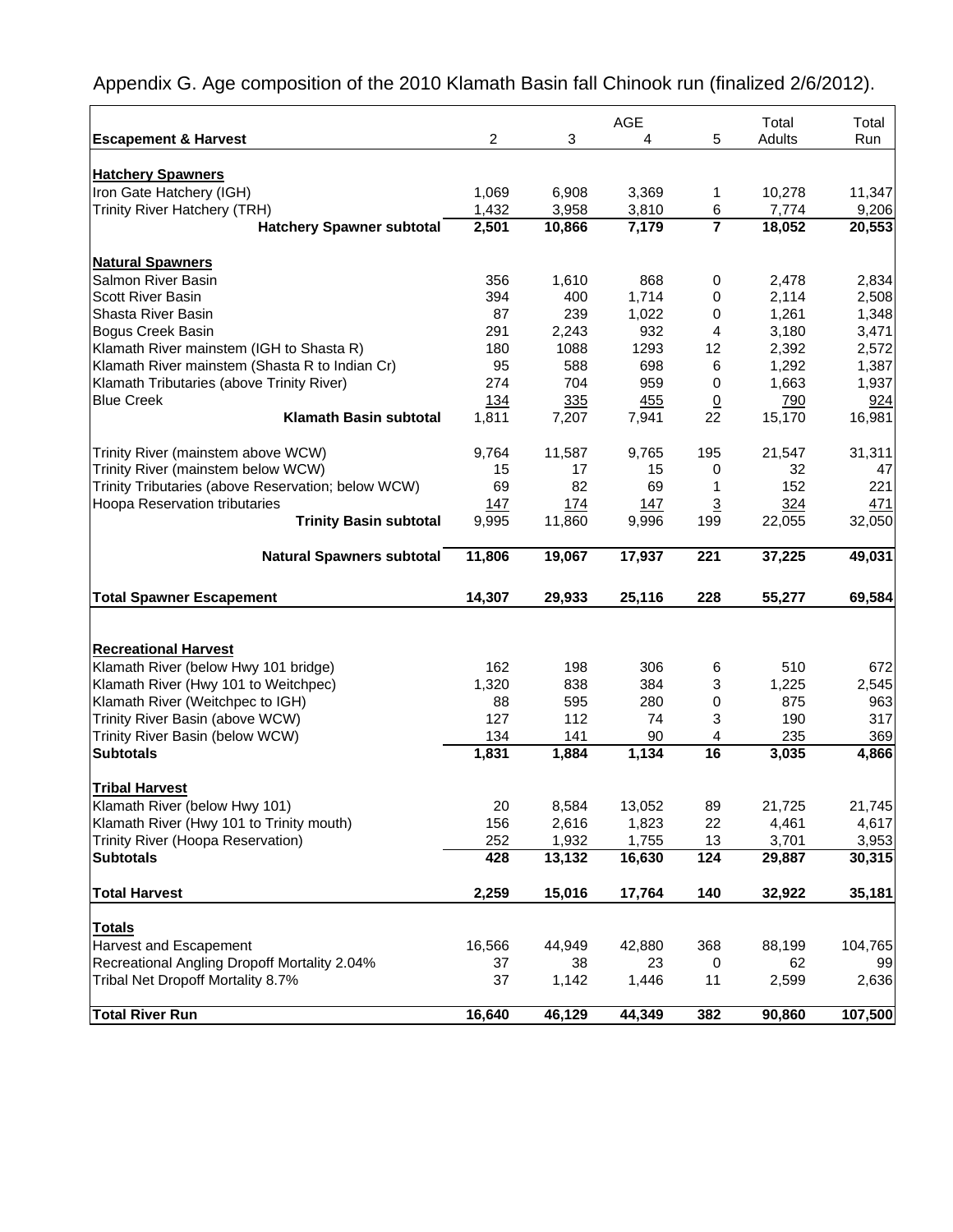Appendix G. Age composition of the 2010 Klamath Basin fall Chinook run (finalized 2/6/2012).

| Escapement & Harvest | AGE 2 | 3 | 4 | 5 | Total Adults | Total Run |
|---|---|---|---|---|---|---|
| **Hatchery Spawners** | | | | | | |
| Iron Gate Hatchery (IGH) | 1,069 | 6,908 | 3,369 | 1 | 10,278 | 11,347 |
| Trinity River Hatchery (TRH) | 1,432 | 3,958 | 3,810 | 6 | 7,774 | 9,206 |
| **Hatchery Spawner subtotal** | **2,501** | **10,866** | **7,179** | **7** | **18,052** | **20,553** |
| **Natural Spawners** | | | | | | |
| Salmon River Basin | 356 | 1,610 | 868 | 0 | 2,478 | 2,834 |
| Scott River Basin | 394 | 400 | 1,714 | 0 | 2,114 | 2,508 |
| Shasta River Basin | 87 | 239 | 1,022 | 0 | 1,261 | 1,348 |
| Bogus Creek Basin | 291 | 2,243 | 932 | 4 | 3,180 | 3,471 |
| Klamath River mainstem (IGH to Shasta R) | 180 | 1088 | 1293 | 12 | 2,392 | 2,572 |
| Klamath River mainstem (Shasta R to Indian Cr) | 95 | 588 | 698 | 6 | 1,292 | 1,387 |
| Klamath Tributaries (above Trinity River) | 274 | 704 | 959 | 0 | 1,663 | 1,937 |
| Blue Creek | 134 | 335 | 455 | 0 | 790 | 924 |
| **Klamath Basin subtotal** | 1,811 | 7,207 | 7,941 | 22 | 15,170 | 16,981 |
| Trinity River (mainstem above WCW) | 9,764 | 11,587 | 9,765 | 195 | 21,547 | 31,311 |
| Trinity River (mainstem below WCW) | 15 | 17 | 15 | 0 | 32 | 47 |
| Trinity Tributaries (above Reservation; below WCW) | 69 | 82 | 69 | 1 | 152 | 221 |
| Hoopa Reservation tributaries | 147 | 174 | 147 | 3 | 324 | 471 |
| **Trinity Basin subtotal** | 9,995 | 11,860 | 9,996 | 199 | 22,055 | 32,050 |
| **Natural Spawners subtotal** | **11,806** | **19,067** | **17,937** | **221** | **37,225** | **49,031** |
| **Total Spawner Escapement** | **14,307** | **29,933** | **25,116** | **228** | **55,277** | **69,584** |
| **Recreational Harvest** | | | | | | |
| Klamath River (below Hwy 101 bridge) | 162 | 198 | 306 | 6 | 510 | 672 |
| Klamath River (Hwy 101 to Weitchpec) | 1,320 | 838 | 384 | 3 | 1,225 | 2,545 |
| Klamath River (Weitchpec to IGH) | 88 | 595 | 280 | 0 | 875 | 963 |
| Trinity River Basin (above WCW) | 127 | 112 | 74 | 3 | 190 | 317 |
| Trinity River Basin (below WCW) | 134 | 141 | 90 | 4 | 235 | 369 |
| **Subtotals** | **1,831** | **1,884** | **1,134** | **16** | **3,035** | **4,866** |
| **Tribal Harvest** | | | | | | |
| Klamath River (below Hwy 101) | 20 | 8,584 | 13,052 | 89 | 21,725 | 21,745 |
| Klamath River (Hwy 101 to Trinity mouth) | 156 | 2,616 | 1,823 | 22 | 4,461 | 4,617 |
| Trinity River (Hoopa Reservation) | 252 | 1,932 | 1,755 | 13 | 3,701 | 3,953 |
| **Subtotals** | **428** | **13,132** | **16,630** | **124** | **29,887** | **30,315** |
| **Total Harvest** | **2,259** | **15,016** | **17,764** | **140** | **32,922** | **35,181** |
| **Totals** | | | | | | |
| Harvest and Escapement | 16,566 | 44,949 | 42,880 | 368 | 88,199 | 104,765 |
| Recreational Angling Dropoff Mortality 2.04% | 37 | 38 | 23 | 0 | 62 | 99 |
| Tribal Net Dropoff Mortality 8.7% | 37 | 1,142 | 1,446 | 11 | 2,599 | 2,636 |
| **Total River Run** | **16,640** | **46,129** | **44,349** | **382** | **90,860** | **107,500** |